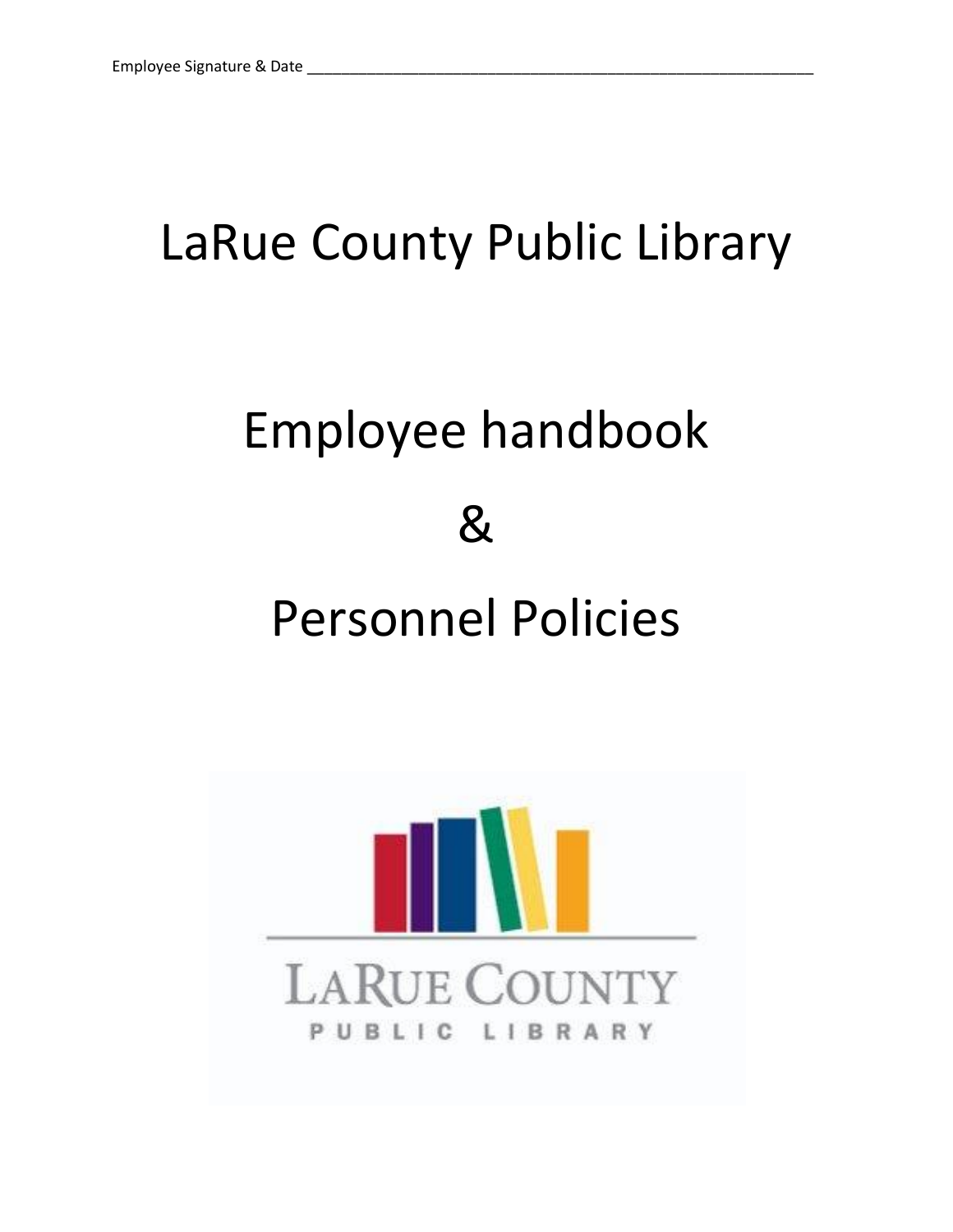Employee Signature & Date ____________________________________________________________

# LaRue County Public Library

# Employee handbook

# &

# Personnel Policies

LARUE COUNTY

PUBLIC LIBRARY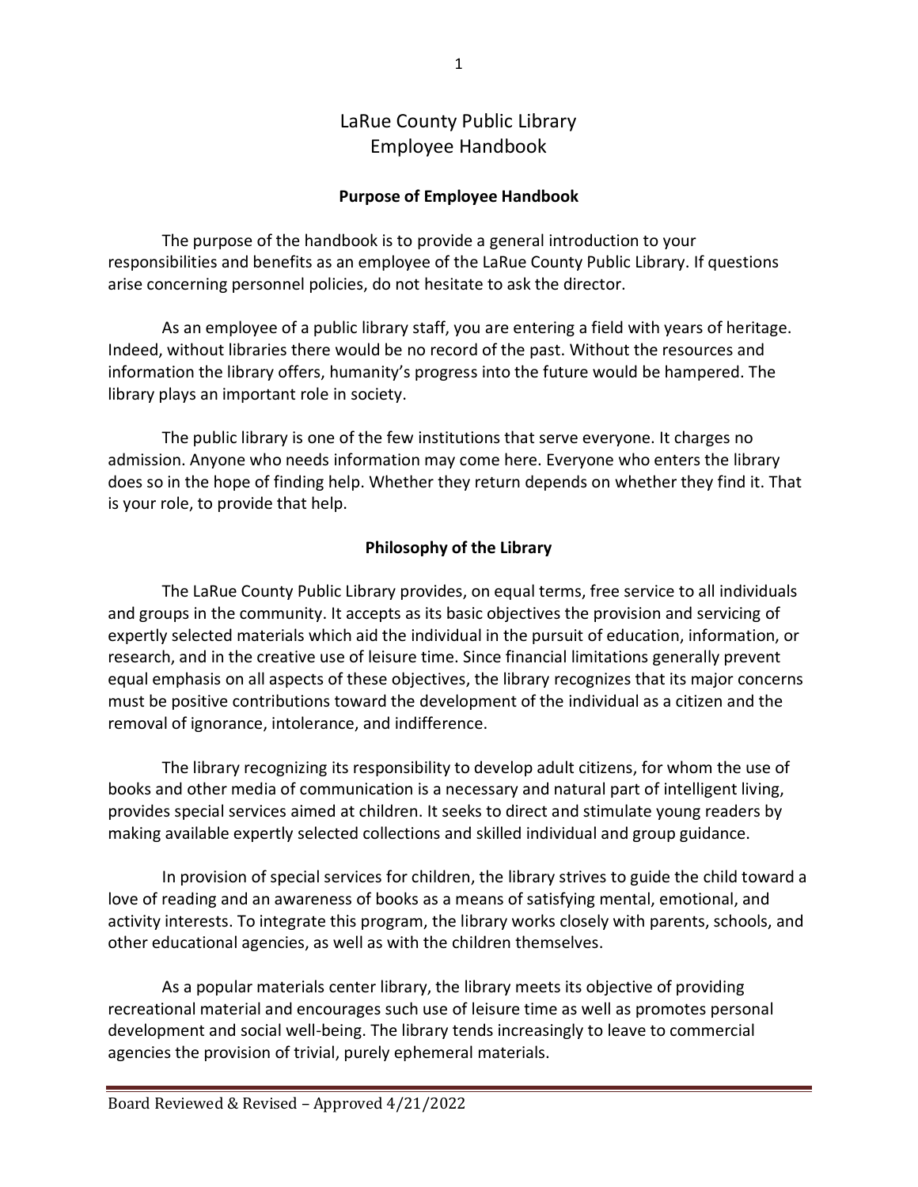# LaRue County Public Library
# Employee Handbook

## Purpose of Employee Handbook

The purpose of the handbook is to provide a general introduction to your responsibilities and benefits as an employee of the LaRue County Public Library. If questions arise concerning personnel policies, do not hesitate to ask the director.

As an employee of a public library staff, you are entering a field with years of heritage. Indeed, without libraries there would be no record of the past. Without the resources and information the library offers, humanity's progress into the future would be hampered. The library plays an important role in society.

The public library is one of the few institutions that serve everyone. It charges no admission. Anyone who needs information may come here. Everyone who enters the library does so in the hope of finding help. Whether they return depends on whether they find it. That is your role, to provide that help.

## Philosophy of the Library

The LaRue County Public Library provides, on equal terms, free service to all individuals and groups in the community. It accepts as its basic objectives the provision and servicing of expertly selected materials which aid the individual in the pursuit of education, information, or research, and in the creative use of leisure time. Since financial limitations generally prevent equal emphasis on all aspects of these objectives, the library recognizes that its major concerns must be positive contributions toward the development of the individual as a citizen and the removal of ignorance, intolerance, and indifference.

The library recognizing its responsibility to develop adult citizens, for whom the use of books and other media of communication is a necessary and natural part of intelligent living, provides special services aimed at children. It seeks to direct and stimulate young readers by making available expertly selected collections and skilled individual and group guidance.

In provision of special services for children, the library strives to guide the child toward a love of reading and an awareness of books as a means of satisfying mental, emotional, and activity interests. To integrate this program, the library works closely with parents, schools, and other educational agencies, as well as with the children themselves.

As a popular materials center library, the library meets its objective of providing recreational material and encourages such use of leisure time as well as promotes personal development and social well-being. The library tends increasingly to leave to commercial agencies the provision of trivial, purely ephemeral materials.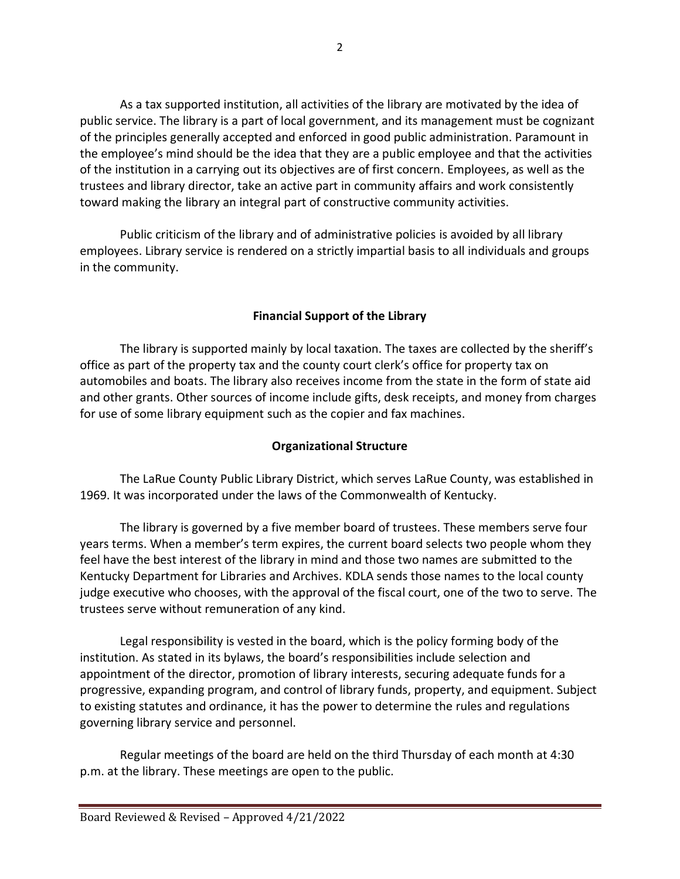As a tax supported institution, all activities of the library are motivated by the idea of public service. The library is a part of local government, and its management must be cognizant of the principles generally accepted and enforced in good public administration. Paramount in the employee's mind should be the idea that they are a public employee and that the activities of the institution in a carrying out its objectives are of first concern. Employees, as well as the trustees and library director, take an active part in community affairs and work consistently toward making the library an integral part of constructive community activities.

Public criticism of the library and of administrative policies is avoided by all library employees. Library service is rendered on a strictly impartial basis to all individuals and groups in the community.

## Financial Support of the Library

The library is supported mainly by local taxation. The taxes are collected by the sheriff's office as part of the property tax and the county court clerk's office for property tax on automobiles and boats. The library also receives income from the state in the form of state aid and other grants. Other sources of income include gifts, desk receipts, and money from charges for use of some library equipment such as the copier and fax machines.

## Organizational Structure

The LaRue County Public Library District, which serves LaRue County, was established in 1969. It was incorporated under the laws of the Commonwealth of Kentucky.

The library is governed by a five member board of trustees. These members serve four years terms. When a member's term expires, the current board selects two people whom they feel have the best interest of the library in mind and those two names are submitted to the Kentucky Department for Libraries and Archives. KDLA sends those names to the local county judge executive who chooses, with the approval of the fiscal court, one of the two to serve. The trustees serve without remuneration of any kind.

Legal responsibility is vested in the board, which is the policy forming body of the institution. As stated in its bylaws, the board's responsibilities include selection and appointment of the director, promotion of library interests, securing adequate funds for a progressive, expanding program, and control of library funds, property, and equipment. Subject to existing statutes and ordinance, it has the power to determine the rules and regulations governing library service and personnel.

Regular meetings of the board are held on the third Thursday of each month at 4:30 p.m. at the library. These meetings are open to the public.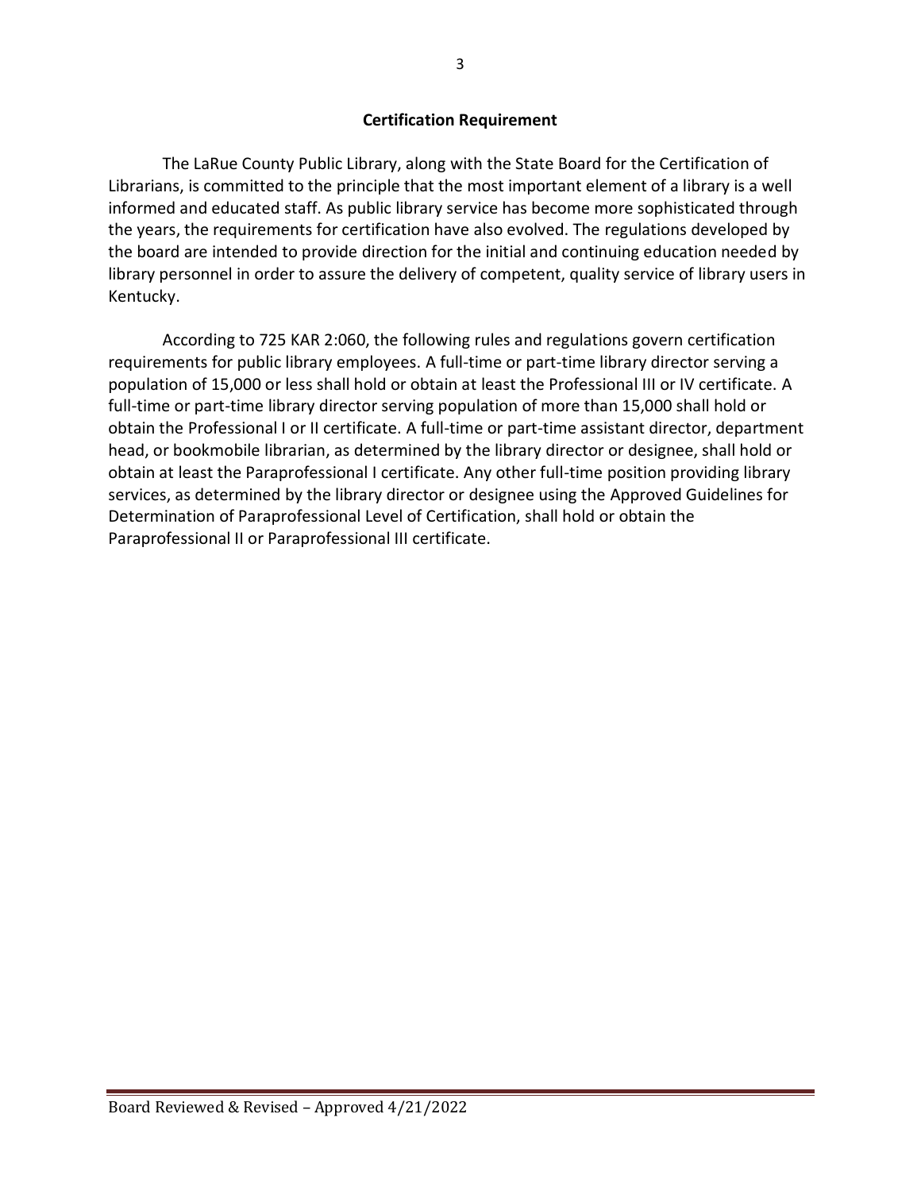## Certification Requirement

The LaRue County Public Library, along with the State Board for the Certification of Librarians, is committed to the principle that the most important element of a library is a well informed and educated staff. As public library service has become more sophisticated through the years, the requirements for certification have also evolved. The regulations developed by the board are intended to provide direction for the initial and continuing education needed by library personnel in order to assure the delivery of competent, quality service of library users in Kentucky.

According to 725 KAR 2:060, the following rules and regulations govern certification requirements for public library employees. A full-time or part-time library director serving a population of 15,000 or less shall hold or obtain at least the Professional III or IV certificate. A full-time or part-time library director serving population of more than 15,000 shall hold or obtain the Professional I or II certificate. A full-time or part-time assistant director, department head, or bookmobile librarian, as determined by the library director or designee, shall hold or obtain at least the Paraprofessional I certificate. Any other full-time position providing library services, as determined by the library director or designee using the Approved Guidelines for Determination of Paraprofessional Level of Certification, shall hold or obtain the Paraprofessional II or Paraprofessional III certificate.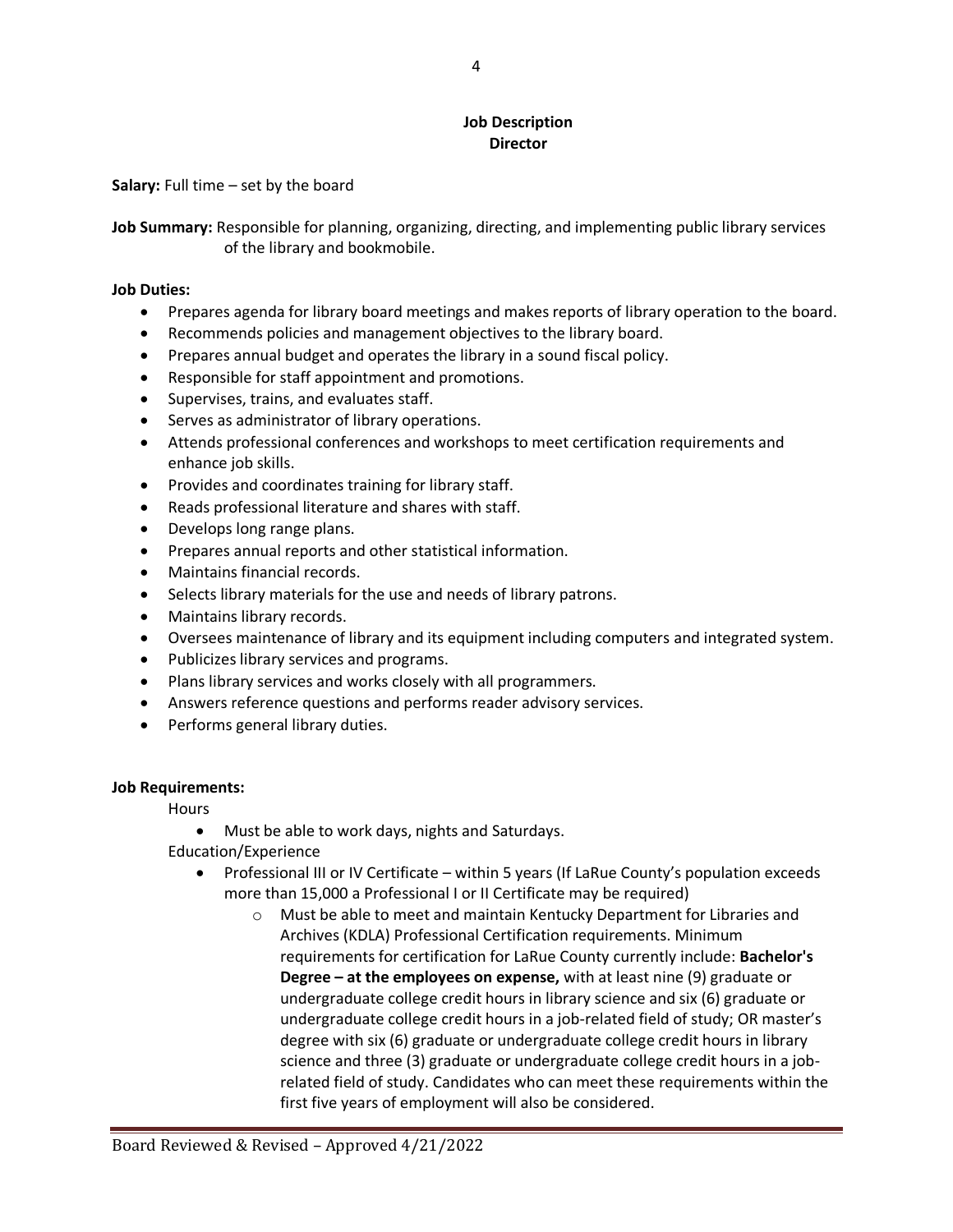## Job Description
## Director

**Salary:** Full time – set by the board

**Job Summary:** Responsible for planning, organizing, directing, and implementing public library services of the library and bookmobile.

**Job Duties:**

- Prepares agenda for library board meetings and makes reports of library operation to the board.
- Recommends policies and management objectives to the library board.
- Prepares annual budget and operates the library in a sound fiscal policy.
- Responsible for staff appointment and promotions.
- Supervises, trains, and evaluates staff.
- Serves as administrator of library operations.
- Attends professional conferences and workshops to meet certification requirements and enhance job skills.
- Provides and coordinates training for library staff.
- Reads professional literature and shares with staff.
- Develops long range plans.
- Prepares annual reports and other statistical information.
- Maintains financial records.
- Selects library materials for the use and needs of library patrons.
- Maintains library records.
- Oversees maintenance of library and its equipment including computers and integrated system.
- Publicizes library services and programs.
- Plans library services and works closely with all programmers.
- Answers reference questions and performs reader advisory services.
- Performs general library duties.

**Job Requirements:**

Hours

- Must be able to work days, nights and Saturdays.

Education/Experience

- Professional III or IV Certificate – within 5 years (If LaRue County's population exceeds more than 15,000 a Professional I or II Certificate may be required)
    - Must be able to meet and maintain Kentucky Department for Libraries and Archives (KDLA) Professional Certification requirements. Minimum requirements for certification for LaRue County currently include: **Bachelor's Degree – at the employees on expense,** with at least nine (9) graduate or undergraduate college credit hours in library science and six (6) graduate or undergraduate college credit hours in a job-related field of study; OR master's degree with six (6) graduate or undergraduate college credit hours in library science and three (3) graduate or undergraduate college credit hours in a job-related field of study. Candidates who can meet these requirements within the first five years of employment will also be considered.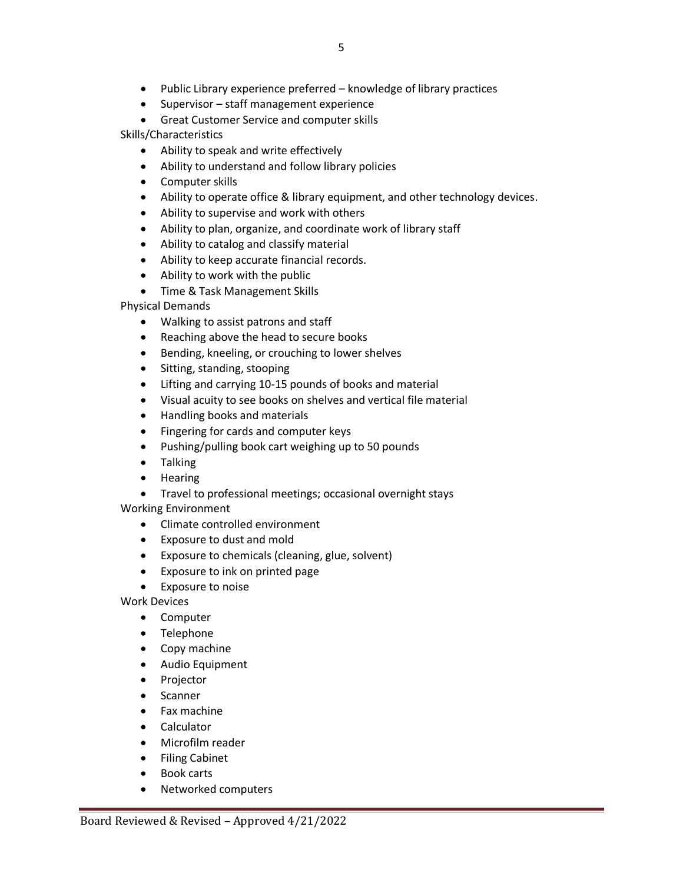- Public Library experience preferred – knowledge of library practices
- Supervisor – staff management experience
- Great Customer Service and computer skills

Skills/Characteristics

- Ability to speak and write effectively
- Ability to understand and follow library policies
- Computer skills
- Ability to operate office & library equipment, and other technology devices.
- Ability to supervise and work with others
- Ability to plan, organize, and coordinate work of library staff
- Ability to catalog and classify material
- Ability to keep accurate financial records.
- Ability to work with the public
- Time & Task Management Skills

Physical Demands

- Walking to assist patrons and staff
- Reaching above the head to secure books
- Bending, kneeling, or crouching to lower shelves
- Sitting, standing, stooping
- Lifting and carrying 10-15 pounds of books and material
- Visual acuity to see books on shelves and vertical file material
- Handling books and materials
- Fingering for cards and computer keys
- Pushing/pulling book cart weighing up to 50 pounds
- Talking
- Hearing
- Travel to professional meetings; occasional overnight stays

Working Environment

- Climate controlled environment
- Exposure to dust and mold
- Exposure to chemicals (cleaning, glue, solvent)
- Exposure to ink on printed page
- Exposure to noise

Work Devices

- Computer
- Telephone
- Copy machine
- Audio Equipment
- Projector
- Scanner
- Fax machine
- Calculator
- Microfilm reader
- Filing Cabinet
- Book carts
- Networked computers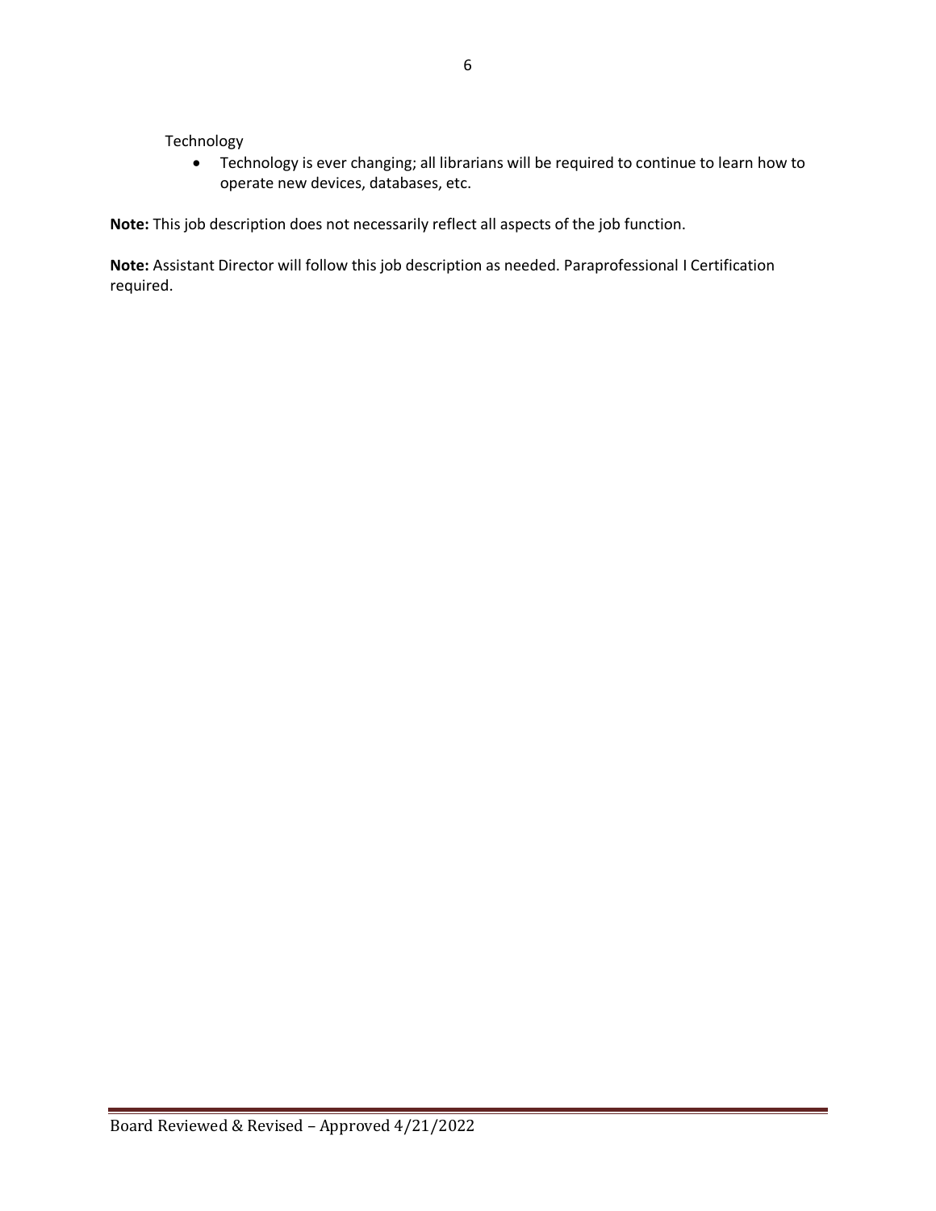Technology

- Technology is ever changing; all librarians will be required to continue to learn how to operate new devices, databases, etc.

**Note:** This job description does not necessarily reflect all aspects of the job function.

**Note:** Assistant Director will follow this job description as needed. Paraprofessional I Certification required.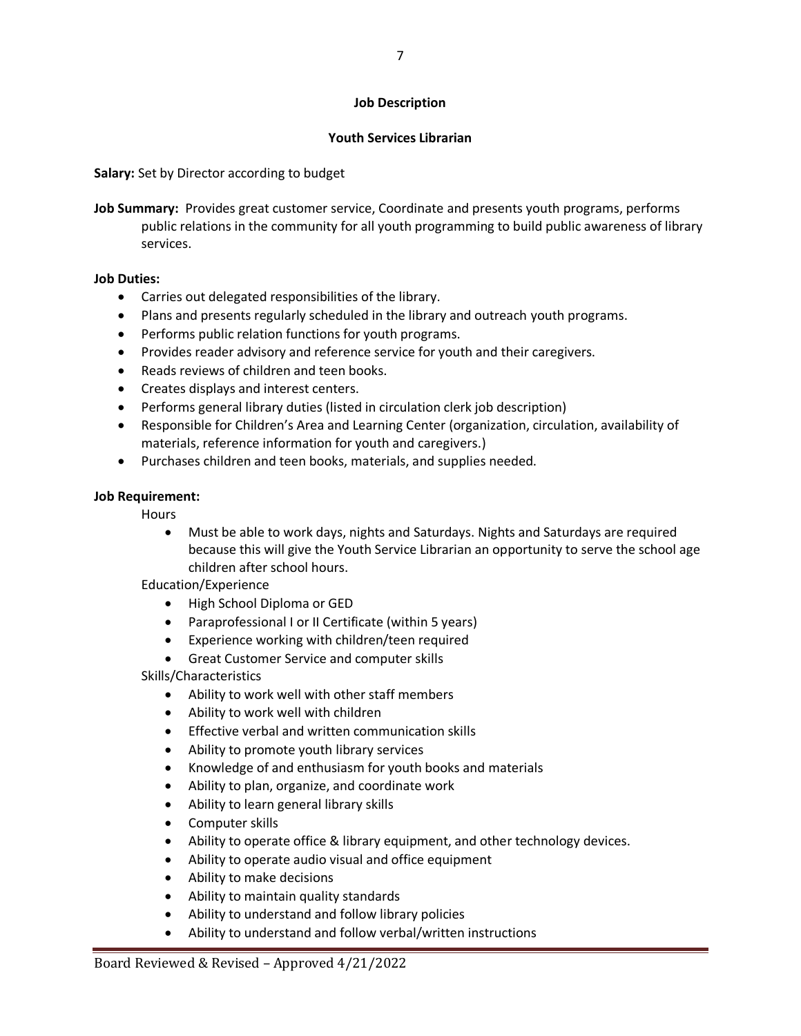## Job Description

## Youth Services Librarian

**Salary:** Set by Director according to budget

**Job Summary:** Provides great customer service, Coordinate and presents youth programs, performs public relations in the community for all youth programming to build public awareness of library services.

**Job Duties:**

- Carries out delegated responsibilities of the library.
- Plans and presents regularly scheduled in the library and outreach youth programs.
- Performs public relation functions for youth programs.
- Provides reader advisory and reference service for youth and their caregivers.
- Reads reviews of children and teen books.
- Creates displays and interest centers.
- Performs general library duties (listed in circulation clerk job description)
- Responsible for Children's Area and Learning Center (organization, circulation, availability of materials, reference information for youth and caregivers.)
- Purchases children and teen books, materials, and supplies needed.

**Job Requirement:**

Hours

- Must be able to work days, nights and Saturdays. Nights and Saturdays are required because this will give the Youth Service Librarian an opportunity to serve the school age children after school hours.

Education/Experience

- High School Diploma or GED
- Paraprofessional I or II Certificate (within 5 years)
- Experience working with children/teen required
- Great Customer Service and computer skills

Skills/Characteristics

- Ability to work well with other staff members
- Ability to work well with children
- Effective verbal and written communication skills
- Ability to promote youth library services
- Knowledge of and enthusiasm for youth books and materials
- Ability to plan, organize, and coordinate work
- Ability to learn general library skills
- Computer skills
- Ability to operate office & library equipment, and other technology devices.
- Ability to operate audio visual and office equipment
- Ability to make decisions
- Ability to maintain quality standards
- Ability to understand and follow library policies
- Ability to understand and follow verbal/written instructions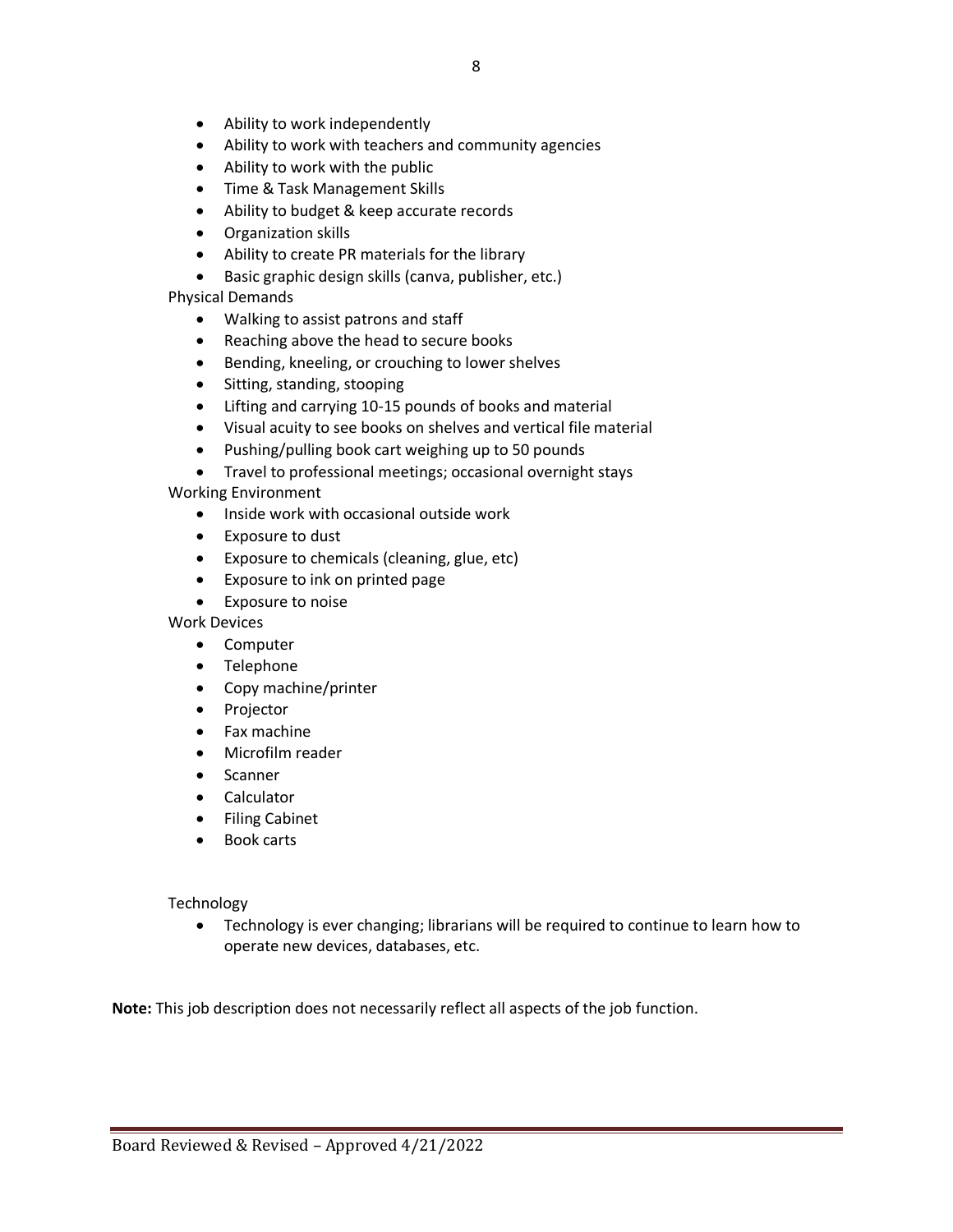- Ability to work independently
- Ability to work with teachers and community agencies
- Ability to work with the public
- Time & Task Management Skills
- Ability to budget & keep accurate records
- Organization skills
- Ability to create PR materials for the library
- Basic graphic design skills (canva, publisher, etc.)

Physical Demands

- Walking to assist patrons and staff
- Reaching above the head to secure books
- Bending, kneeling, or crouching to lower shelves
- Sitting, standing, stooping
- Lifting and carrying 10-15 pounds of books and material
- Visual acuity to see books on shelves and vertical file material
- Pushing/pulling book cart weighing up to 50 pounds
- Travel to professional meetings; occasional overnight stays

Working Environment

- Inside work with occasional outside work
- Exposure to dust
- Exposure to chemicals (cleaning, glue, etc)
- Exposure to ink on printed page
- Exposure to noise

Work Devices

- Computer
- Telephone
- Copy machine/printer
- Projector
- Fax machine
- Microfilm reader
- Scanner
- Calculator
- Filing Cabinet
- Book carts

Technology

- Technology is ever changing; librarians will be required to continue to learn how to operate new devices, databases, etc.

**Note:** This job description does not necessarily reflect all aspects of the job function.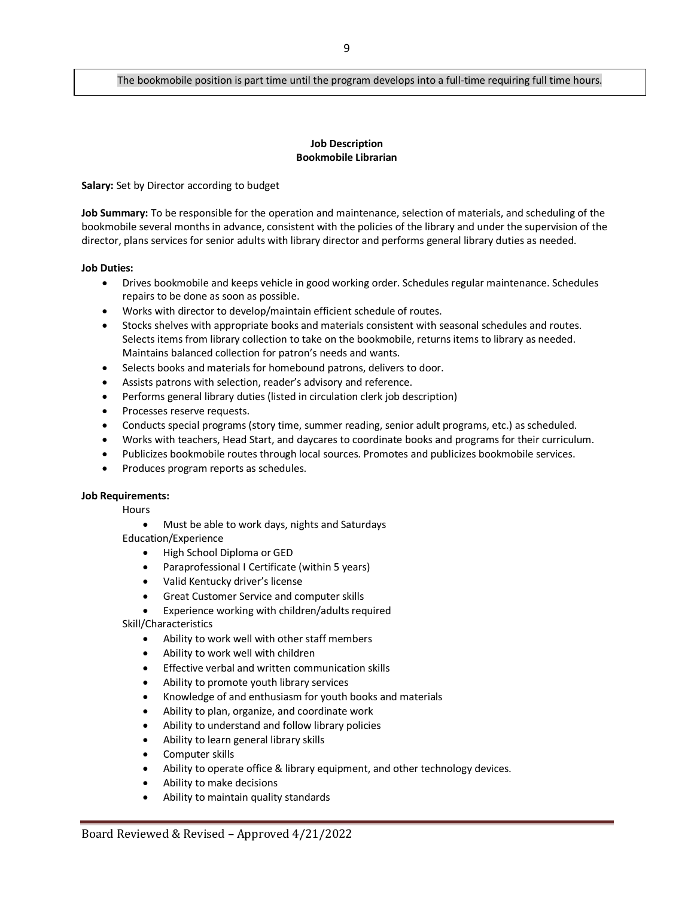The bookmobile position is part time until the program develops into a full-time requiring full time hours.

## Job Description
## Bookmobile Librarian

**Salary:** Set by Director according to budget

**Job Summary:** To be responsible for the operation and maintenance, selection of materials, and scheduling of the bookmobile several months in advance, consistent with the policies of the library and under the supervision of the director, plans services for senior adults with library director and performs general library duties as needed.

**Job Duties:**

- Drives bookmobile and keeps vehicle in good working order. Schedules regular maintenance. Schedules repairs to be done as soon as possible.
- Works with director to develop/maintain efficient schedule of routes.
- Stocks shelves with appropriate books and materials consistent with seasonal schedules and routes. Selects items from library collection to take on the bookmobile, returns items to library as needed. Maintains balanced collection for patron's needs and wants.
- Selects books and materials for homebound patrons, delivers to door.
- Assists patrons with selection, reader's advisory and reference.
- Performs general library duties (listed in circulation clerk job description)
- Processes reserve requests.
- Conducts special programs (story time, summer reading, senior adult programs, etc.) as scheduled.
- Works with teachers, Head Start, and daycares to coordinate books and programs for their curriculum.
- Publicizes bookmobile routes through local sources. Promotes and publicizes bookmobile services.
- Produces program reports as schedules.

**Job Requirements:**

Hours

- Must be able to work days, nights and Saturdays

Education/Experience

- High School Diploma or GED
- Paraprofessional I Certificate (within 5 years)
- Valid Kentucky driver's license
- Great Customer Service and computer skills
- Experience working with children/adults required

Skill/Characteristics

- Ability to work well with other staff members
- Ability to work well with children
- Effective verbal and written communication skills
- Ability to promote youth library services
- Knowledge of and enthusiasm for youth books and materials
- Ability to plan, organize, and coordinate work
- Ability to understand and follow library policies
- Ability to learn general library skills
- Computer skills
- Ability to operate office & library equipment, and other technology devices.
- Ability to make decisions
- Ability to maintain quality standards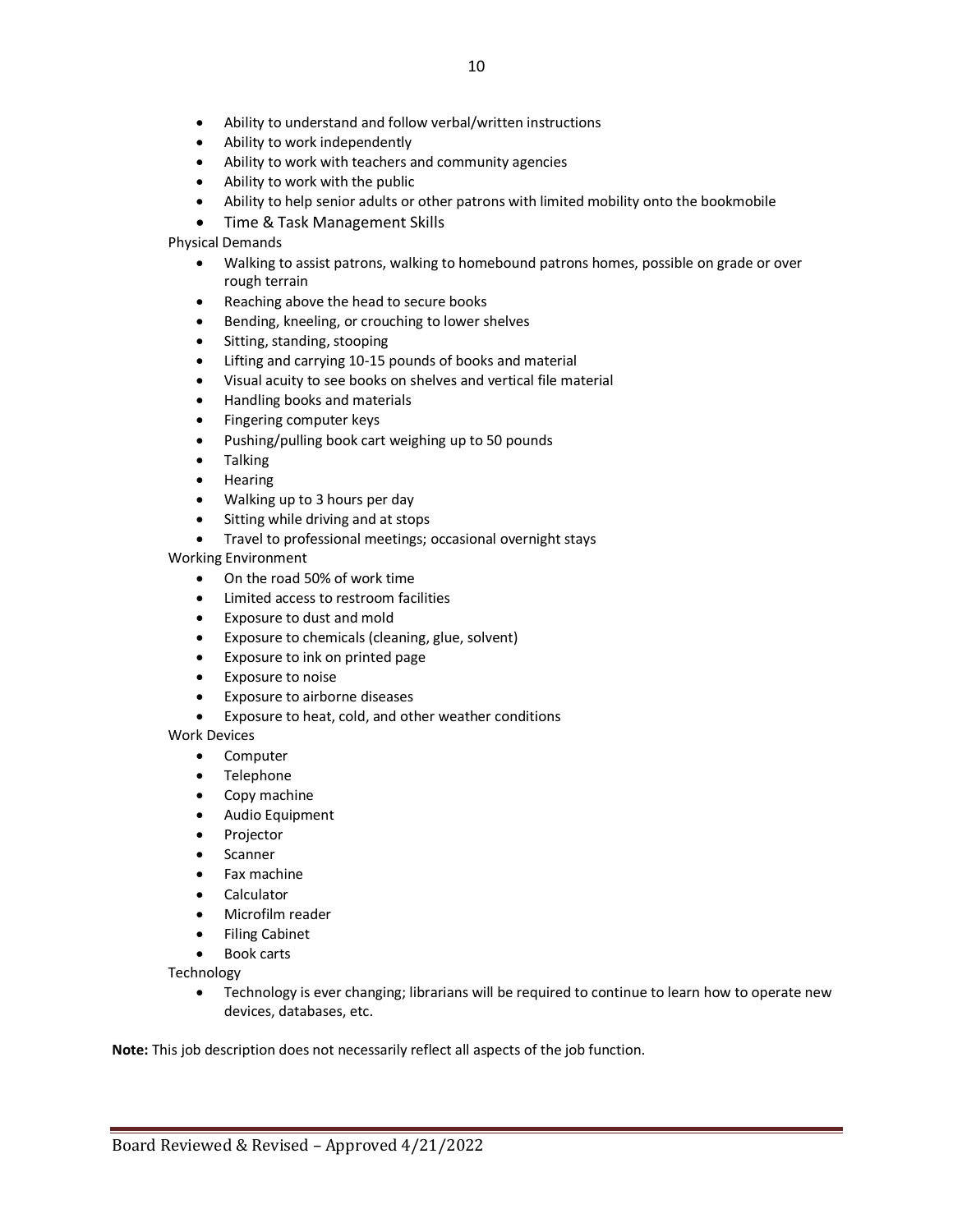- Ability to understand and follow verbal/written instructions
- Ability to work independently
- Ability to work with teachers and community agencies
- Ability to work with the public
- Ability to help senior adults or other patrons with limited mobility onto the bookmobile
- Time & Task Management Skills

Physical Demands

- Walking to assist patrons, walking to homebound patrons homes, possible on grade or over rough terrain
- Reaching above the head to secure books
- Bending, kneeling, or crouching to lower shelves
- Sitting, standing, stooping
- Lifting and carrying 10-15 pounds of books and material
- Visual acuity to see books on shelves and vertical file material
- Handling books and materials
- Fingering computer keys
- Pushing/pulling book cart weighing up to 50 pounds
- Talking
- Hearing
- Walking up to 3 hours per day
- Sitting while driving and at stops
- Travel to professional meetings; occasional overnight stays

Working Environment

- On the road 50% of work time
- Limited access to restroom facilities
- Exposure to dust and mold
- Exposure to chemicals (cleaning, glue, solvent)
- Exposure to ink on printed page
- Exposure to noise
- Exposure to airborne diseases
- Exposure to heat, cold, and other weather conditions

Work Devices

- Computer
- Telephone
- Copy machine
- Audio Equipment
- Projector
- Scanner
- Fax machine
- Calculator
- Microfilm reader
- Filing Cabinet
- Book carts

Technology

- Technology is ever changing; librarians will be required to continue to learn how to operate new devices, databases, etc.

**Note:** This job description does not necessarily reflect all aspects of the job function.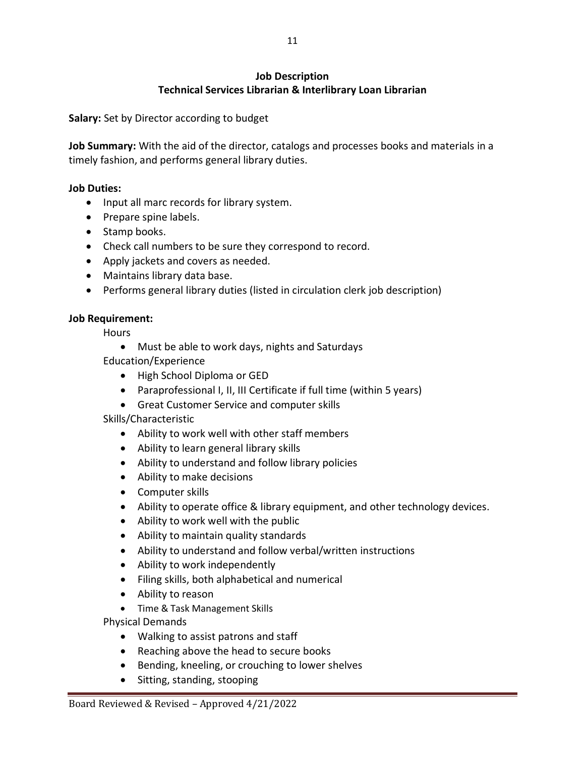## Job Description
## Technical Services Librarian & Interlibrary Loan Librarian

**Salary:** Set by Director according to budget

**Job Summary:** With the aid of the director, catalogs and processes books and materials in a timely fashion, and performs general library duties.

**Job Duties:**

- Input all marc records for library system.
- Prepare spine labels.
- Stamp books.
- Check call numbers to be sure they correspond to record.
- Apply jackets and covers as needed.
- Maintains library data base.
- Performs general library duties (listed in circulation clerk job description)

**Job Requirement:**

Hours

- Must be able to work days, nights and Saturdays

Education/Experience

- High School Diploma or GED
- Paraprofessional I, II, III Certificate if full time (within 5 years)
- Great Customer Service and computer skills

Skills/Characteristic

- Ability to work well with other staff members
- Ability to learn general library skills
- Ability to understand and follow library policies
- Ability to make decisions
- Computer skills
- Ability to operate office & library equipment, and other technology devices.
- Ability to work well with the public
- Ability to maintain quality standards
- Ability to understand and follow verbal/written instructions
- Ability to work independently
- Filing skills, both alphabetical and numerical
- Ability to reason
- Time & Task Management Skills

Physical Demands

- Walking to assist patrons and staff
- Reaching above the head to secure books
- Bending, kneeling, or crouching to lower shelves
- Sitting, standing, stooping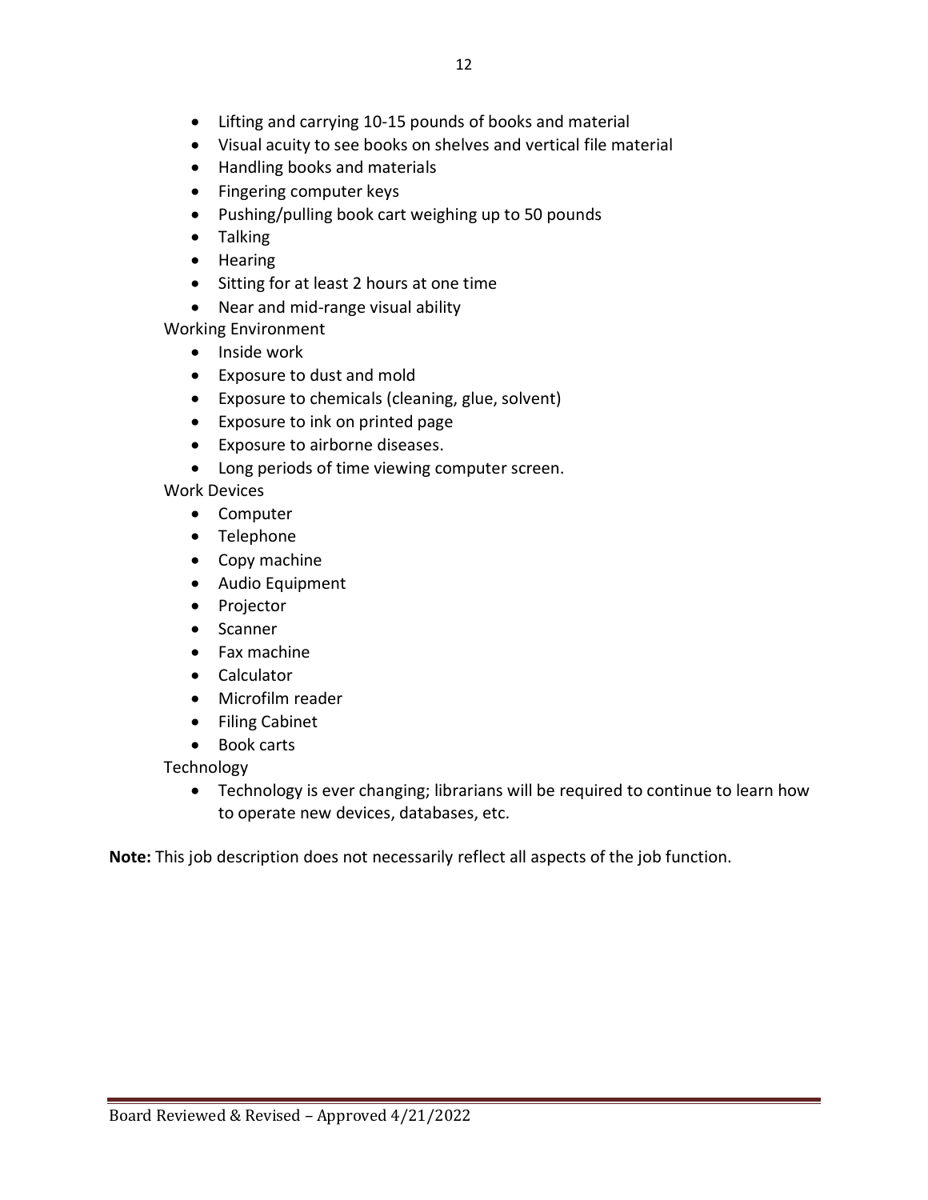- Lifting and carrying 10-15 pounds of books and material
- Visual acuity to see books on shelves and vertical file material
- Handling books and materials
- Fingering computer keys
- Pushing/pulling book cart weighing up to 50 pounds
- Talking
- Hearing
- Sitting for at least 2 hours at one time
- Near and mid-range visual ability

Working Environment

- Inside work
- Exposure to dust and mold
- Exposure to chemicals (cleaning, glue, solvent)
- Exposure to ink on printed page
- Exposure to airborne diseases.
- Long periods of time viewing computer screen.

Work Devices

- Computer
- Telephone
- Copy machine
- Audio Equipment
- Projector
- Scanner
- Fax machine
- Calculator
- Microfilm reader
- Filing Cabinet
- Book carts

Technology

- Technology is ever changing; librarians will be required to continue to learn how to operate new devices, databases, etc.

**Note:** This job description does not necessarily reflect all aspects of the job function.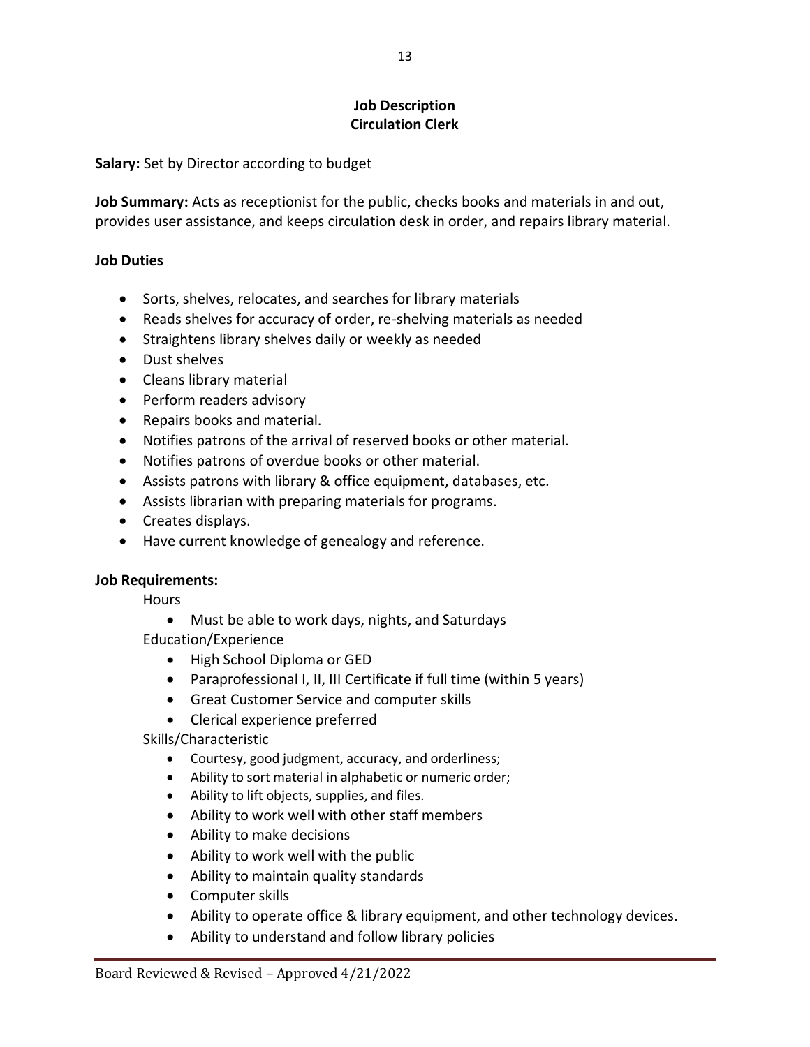# Job Description
# Circulation Clerk

**Salary:** Set by Director according to budget

**Job Summary:** Acts as receptionist for the public, checks books and materials in and out, provides user assistance, and keeps circulation desk in order, and repairs library material.

**Job Duties**

- Sorts, shelves, relocates, and searches for library materials
- Reads shelves for accuracy of order, re-shelving materials as needed
- Straightens library shelves daily or weekly as needed
- Dust shelves
- Cleans library material
- Perform readers advisory
- Repairs books and material.
- Notifies patrons of the arrival of reserved books or other material.
- Notifies patrons of overdue books or other material.
- Assists patrons with library & office equipment, databases, etc.
- Assists librarian with preparing materials for programs.
- Creates displays.
- Have current knowledge of genealogy and reference.

**Job Requirements:**

Hours

- Must be able to work days, nights, and Saturdays

Education/Experience

- High School Diploma or GED
- Paraprofessional I, II, III Certificate if full time (within 5 years)
- Great Customer Service and computer skills
- Clerical experience preferred

Skills/Characteristic

- Courtesy, good judgment, accuracy, and orderliness;
- Ability to sort material in alphabetic or numeric order;
- Ability to lift objects, supplies, and files.
- Ability to work well with other staff members
- Ability to make decisions
- Ability to work well with the public
- Ability to maintain quality standards
- Computer skills
- Ability to operate office & library equipment, and other technology devices.
- Ability to understand and follow library policies

Board Reviewed & Revised – Approved 4/21/2022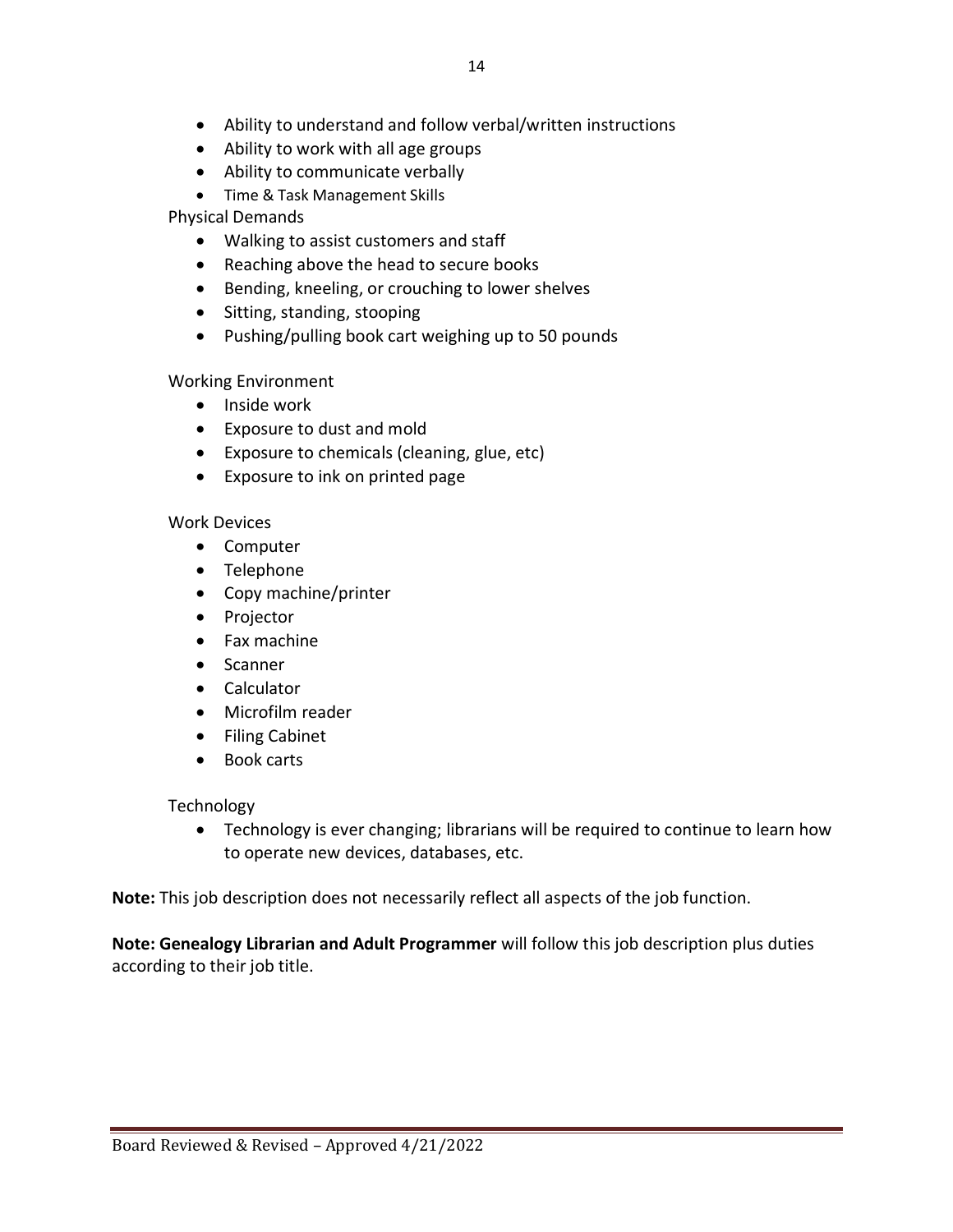- Ability to understand and follow verbal/written instructions
- Ability to work with all age groups
- Ability to communicate verbally
- Time & Task Management Skills

Physical Demands

- Walking to assist customers and staff
- Reaching above the head to secure books
- Bending, kneeling, or crouching to lower shelves
- Sitting, standing, stooping
- Pushing/pulling book cart weighing up to 50 pounds

Working Environment

- Inside work
- Exposure to dust and mold
- Exposure to chemicals (cleaning, glue, etc)
- Exposure to ink on printed page

Work Devices

- Computer
- Telephone
- Copy machine/printer
- Projector
- Fax machine
- Scanner
- Calculator
- Microfilm reader
- Filing Cabinet
- Book carts

Technology

- Technology is ever changing; librarians will be required to continue to learn how to operate new devices, databases, etc.

**Note:** This job description does not necessarily reflect all aspects of the job function.

**Note: Genealogy Librarian and Adult Programmer** will follow this job description plus duties according to their job title.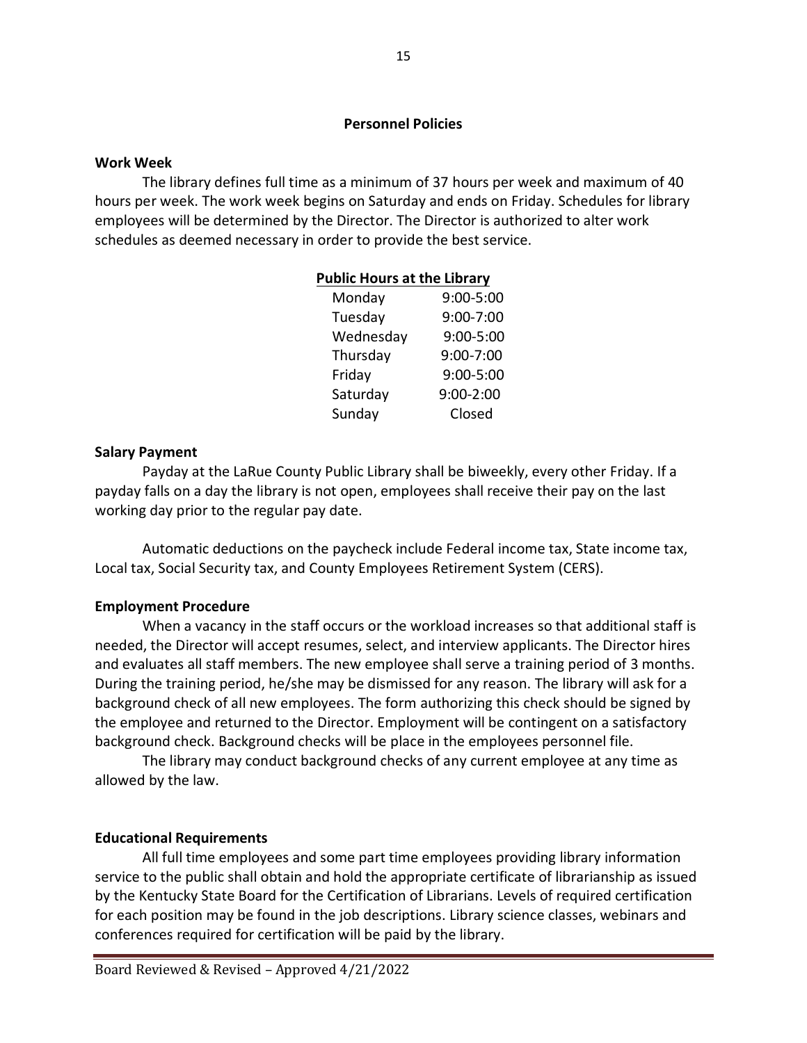## Personnel Policies

### Work Week

The library defines full time as a minimum of 37 hours per week and maximum of 40 hours per week. The work week begins on Saturday and ends on Friday. Schedules for library employees will be determined by the Director. The Director is authorized to alter work schedules as deemed necessary in order to provide the best service.

**Public Hours at the Library**

| Day | Hours |
|---|---|
| Monday | 9:00-5:00 |
| Tuesday | 9:00-7:00 |
| Wednesday | 9:00-5:00 |
| Thursday | 9:00-7:00 |
| Friday | 9:00-5:00 |
| Saturday | 9:00-2:00 |
| Sunday | Closed |

### Salary Payment

Payday at the LaRue County Public Library shall be biweekly, every other Friday. If a payday falls on a day the library is not open, employees shall receive their pay on the last working day prior to the regular pay date.

Automatic deductions on the paycheck include Federal income tax, State income tax, Local tax, Social Security tax, and County Employees Retirement System (CERS).

### Employment Procedure

When a vacancy in the staff occurs or the workload increases so that additional staff is needed, the Director will accept resumes, select, and interview applicants. The Director hires and evaluates all staff members. The new employee shall serve a training period of 3 months. During the training period, he/she may be dismissed for any reason. The library will ask for a background check of all new employees. The form authorizing this check should be signed by the employee and returned to the Director. Employment will be contingent on a satisfactory background check. Background checks will be place in the employees personnel file.

The library may conduct background checks of any current employee at any time as allowed by the law.

### Educational Requirements

All full time employees and some part time employees providing library information service to the public shall obtain and hold the appropriate certificate of librarianship as issued by the Kentucky State Board for the Certification of Librarians. Levels of required certification for each position may be found in the job descriptions. Library science classes, webinars and conferences required for certification will be paid by the library.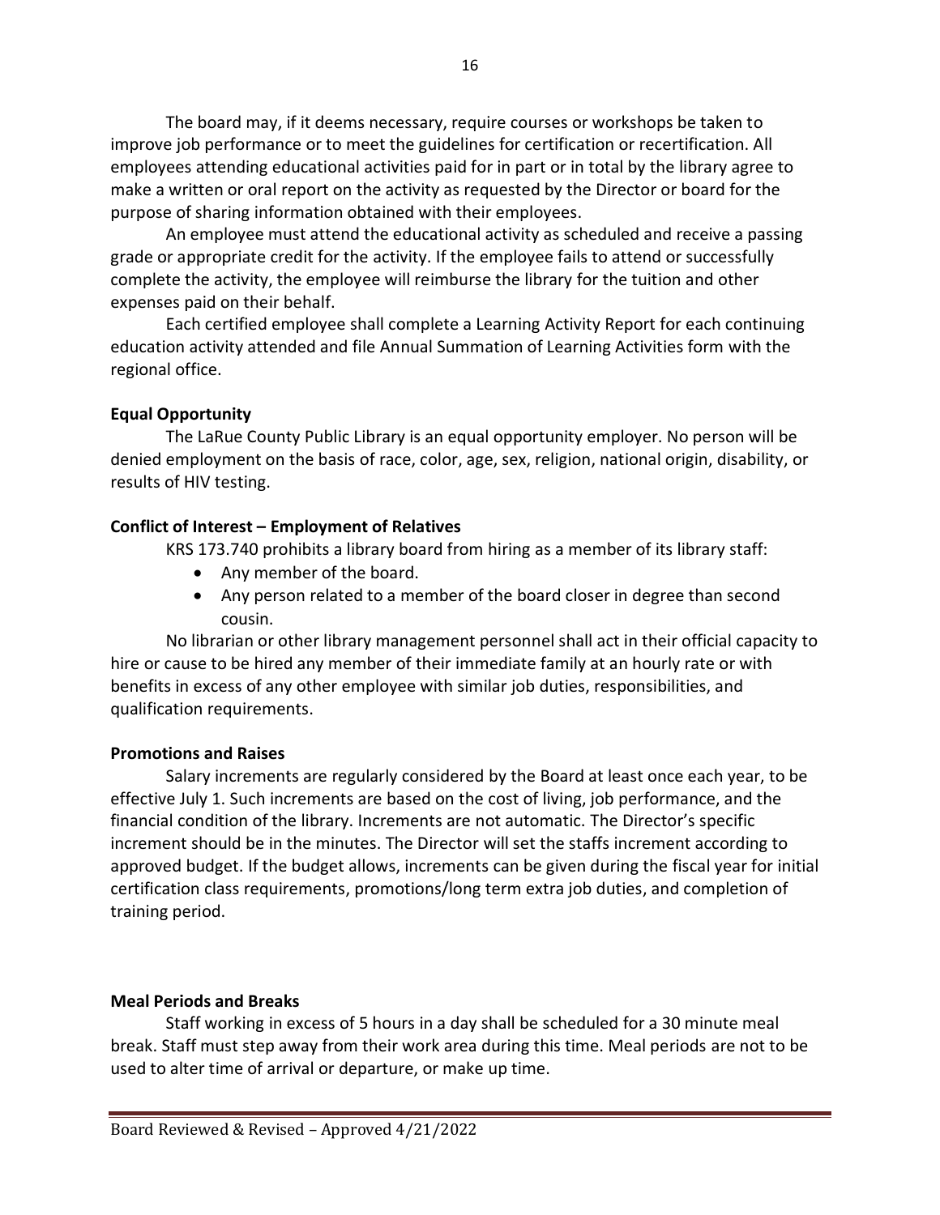The board may, if it deems necessary, require courses or workshops be taken to improve job performance or to meet the guidelines for certification or recertification. All employees attending educational activities paid for in part or in total by the library agree to make a written or oral report on the activity as requested by the Director or board for the purpose of sharing information obtained with their employees.

An employee must attend the educational activity as scheduled and receive a passing grade or appropriate credit for the activity. If the employee fails to attend or successfully complete the activity, the employee will reimburse the library for the tuition and other expenses paid on their behalf.

Each certified employee shall complete a Learning Activity Report for each continuing education activity attended and file Annual Summation of Learning Activities form with the regional office.

**Equal Opportunity**

The LaRue County Public Library is an equal opportunity employer. No person will be denied employment on the basis of race, color, age, sex, religion, national origin, disability, or results of HIV testing.

**Conflict of Interest – Employment of Relatives**

KRS 173.740 prohibits a library board from hiring as a member of its library staff:

- Any member of the board.
- Any person related to a member of the board closer in degree than second cousin.

No librarian or other library management personnel shall act in their official capacity to hire or cause to be hired any member of their immediate family at an hourly rate or with benefits in excess of any other employee with similar job duties, responsibilities, and qualification requirements.

**Promotions and Raises**

Salary increments are regularly considered by the Board at least once each year, to be effective July 1. Such increments are based on the cost of living, job performance, and the financial condition of the library. Increments are not automatic. The Director's specific increment should be in the minutes. The Director will set the staffs increment according to approved budget. If the budget allows, increments can be given during the fiscal year for initial certification class requirements, promotions/long term extra job duties, and completion of training period.

**Meal Periods and Breaks**

Staff working in excess of 5 hours in a day shall be scheduled for a 30 minute meal break. Staff must step away from their work area during this time. Meal periods are not to be used to alter time of arrival or departure, or make up time.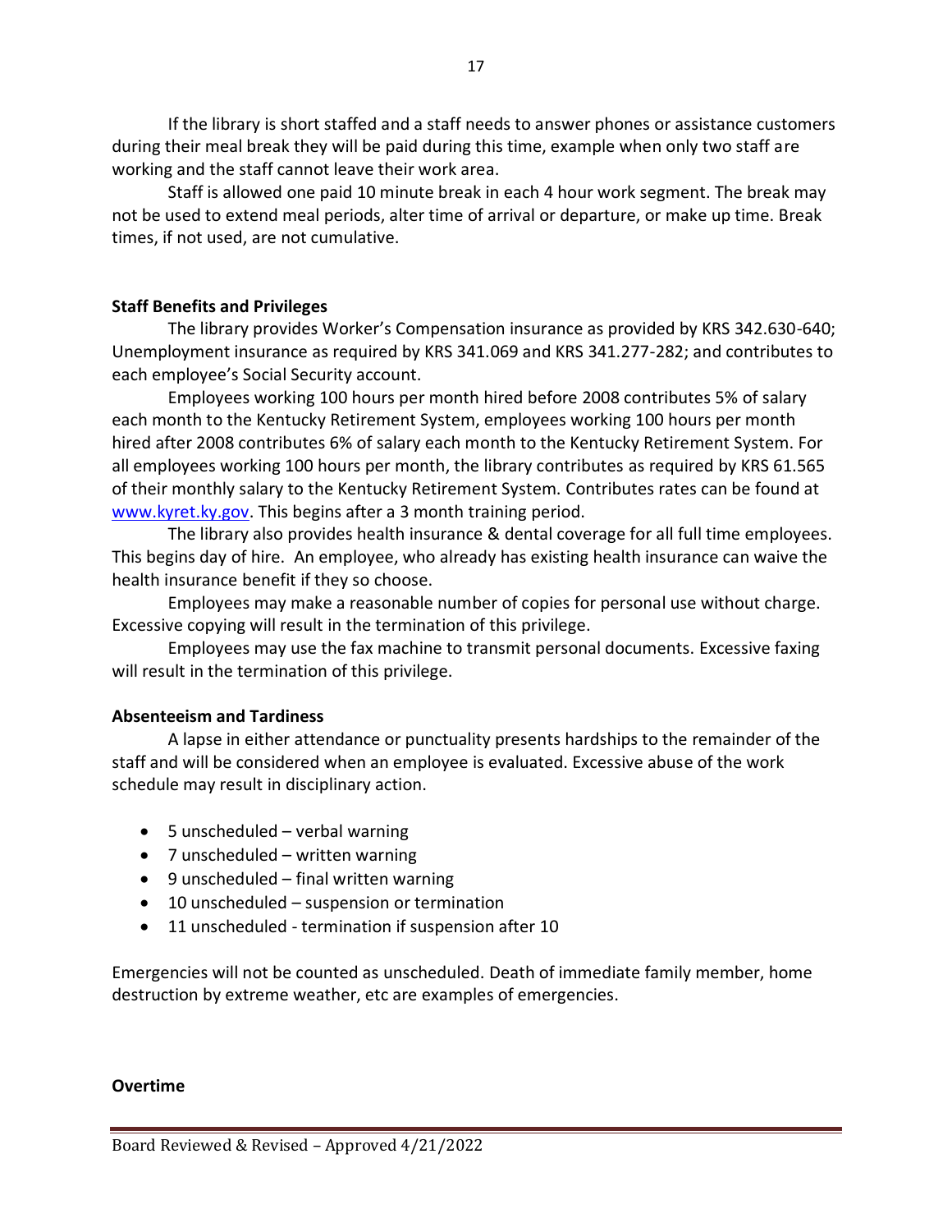If the library is short staffed and a staff needs to answer phones or assistance customers during their meal break they will be paid during this time, example when only two staff are working and the staff cannot leave their work area.

Staff is allowed one paid 10 minute break in each 4 hour work segment. The break may not be used to extend meal periods, alter time of arrival or departure, or make up time. Break times, if not used, are not cumulative.

**Staff Benefits and Privileges**

The library provides Worker's Compensation insurance as provided by KRS 342.630-640; Unemployment insurance as required by KRS 341.069 and KRS 341.277-282; and contributes to each employee's Social Security account.

Employees working 100 hours per month hired before 2008 contributes 5% of salary each month to the Kentucky Retirement System, employees working 100 hours per month hired after 2008 contributes 6% of salary each month to the Kentucky Retirement System. For all employees working 100 hours per month, the library contributes as required by KRS 61.565 of their monthly salary to the Kentucky Retirement System. Contributes rates can be found at [www.kyret.ky.gov](http://www.kyret.ky.gov). This begins after a 3 month training period.

The library also provides health insurance & dental coverage for all full time employees. This begins day of hire. An employee, who already has existing health insurance can waive the health insurance benefit if they so choose.

Employees may make a reasonable number of copies for personal use without charge. Excessive copying will result in the termination of this privilege.

Employees may use the fax machine to transmit personal documents. Excessive faxing will result in the termination of this privilege.

**Absenteeism and Tardiness**

A lapse in either attendance or punctuality presents hardships to the remainder of the staff and will be considered when an employee is evaluated. Excessive abuse of the work schedule may result in disciplinary action.

- 5 unscheduled – verbal warning
- 7 unscheduled – written warning
- 9 unscheduled – final written warning
- 10 unscheduled – suspension or termination
- 11 unscheduled - termination if suspension after 10

Emergencies will not be counted as unscheduled. Death of immediate family member, home destruction by extreme weather, etc are examples of emergencies.

**Overtime**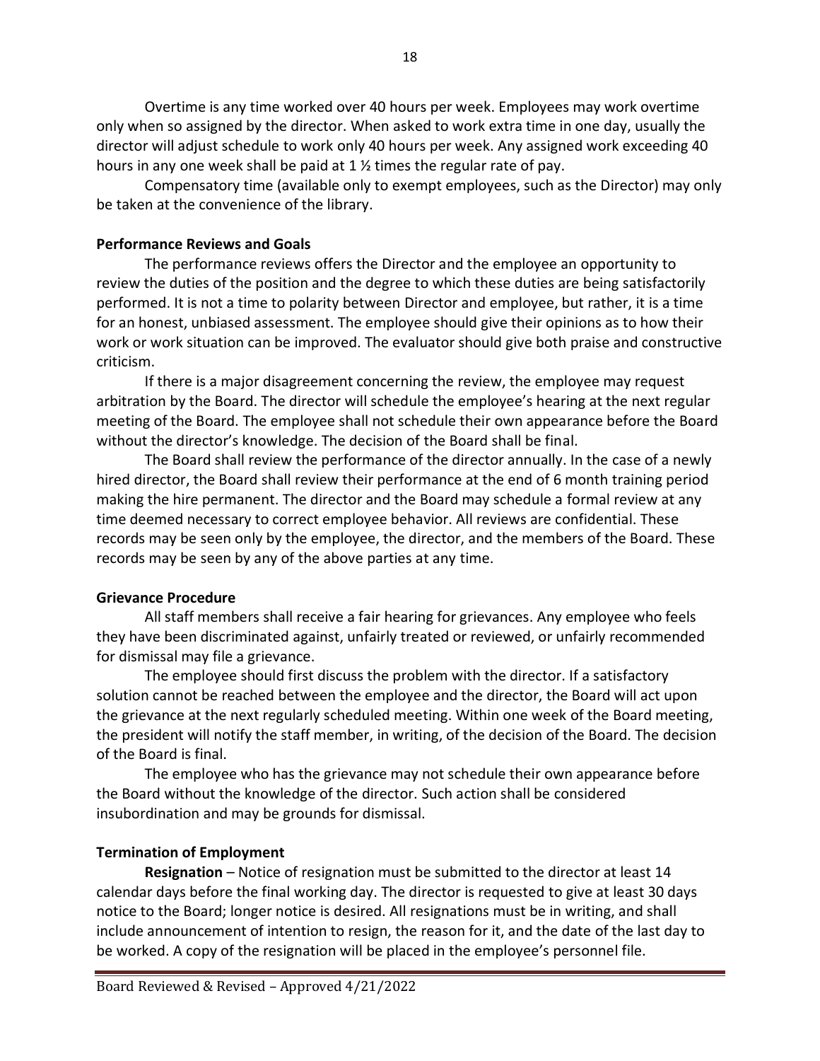Overtime is any time worked over 40 hours per week. Employees may work overtime only when so assigned by the director. When asked to work extra time in one day, usually the director will adjust schedule to work only 40 hours per week. Any assigned work exceeding 40 hours in any one week shall be paid at 1 ½ times the regular rate of pay.

Compensatory time (available only to exempt employees, such as the Director) may only be taken at the convenience of the library.

**Performance Reviews and Goals**

The performance reviews offers the Director and the employee an opportunity to review the duties of the position and the degree to which these duties are being satisfactorily performed. It is not a time to polarity between Director and employee, but rather, it is a time for an honest, unbiased assessment. The employee should give their opinions as to how their work or work situation can be improved. The evaluator should give both praise and constructive criticism.

If there is a major disagreement concerning the review, the employee may request arbitration by the Board. The director will schedule the employee's hearing at the next regular meeting of the Board. The employee shall not schedule their own appearance before the Board without the director's knowledge. The decision of the Board shall be final.

The Board shall review the performance of the director annually. In the case of a newly hired director, the Board shall review their performance at the end of 6 month training period making the hire permanent. The director and the Board may schedule a formal review at any time deemed necessary to correct employee behavior. All reviews are confidential. These records may be seen only by the employee, the director, and the members of the Board. These records may be seen by any of the above parties at any time.

**Grievance Procedure**

All staff members shall receive a fair hearing for grievances. Any employee who feels they have been discriminated against, unfairly treated or reviewed, or unfairly recommended for dismissal may file a grievance.

The employee should first discuss the problem with the director. If a satisfactory solution cannot be reached between the employee and the director, the Board will act upon the grievance at the next regularly scheduled meeting. Within one week of the Board meeting, the president will notify the staff member, in writing, of the decision of the Board. The decision of the Board is final.

The employee who has the grievance may not schedule their own appearance before the Board without the knowledge of the director. Such action shall be considered insubordination and may be grounds for dismissal.

**Termination of Employment**

**Resignation** – Notice of resignation must be submitted to the director at least 14 calendar days before the final working day. The director is requested to give at least 30 days notice to the Board; longer notice is desired. All resignations must be in writing, and shall include announcement of intention to resign, the reason for it, and the date of the last day to be worked. A copy of the resignation will be placed in the employee's personnel file.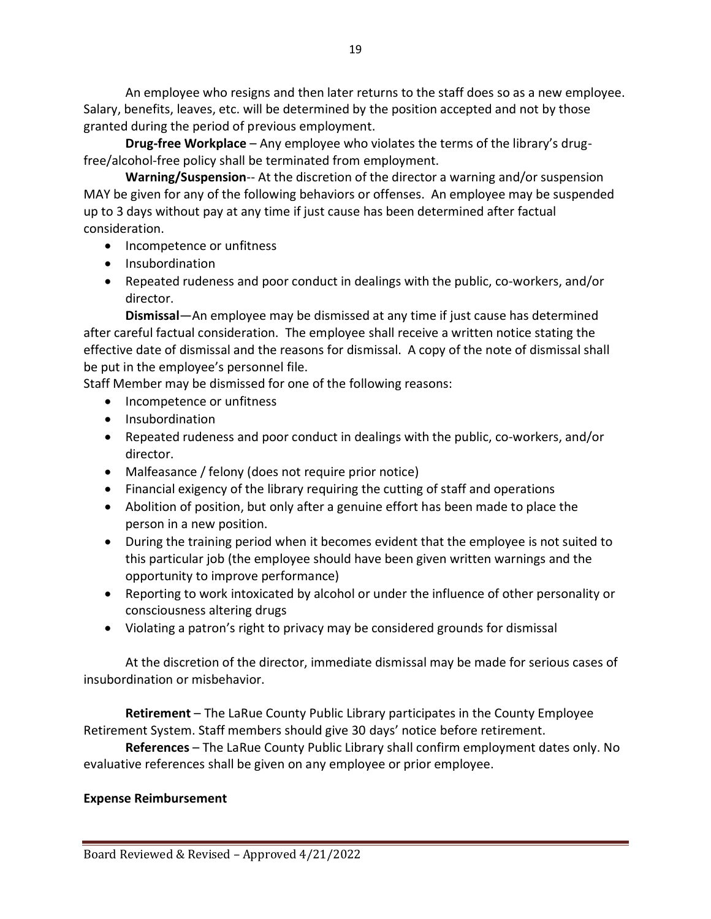An employee who resigns and then later returns to the staff does so as a new employee. Salary, benefits, leaves, etc. will be determined by the position accepted and not by those granted during the period of previous employment.

**Drug-free Workplace** – Any employee who violates the terms of the library's drug-free/alcohol-free policy shall be terminated from employment.

**Warning/Suspension**-- At the discretion of the director a warning and/or suspension MAY be given for any of the following behaviors or offenses. An employee may be suspended up to 3 days without pay at any time if just cause has been determined after factual consideration.

- Incompetence or unfitness
- Insubordination
- Repeated rudeness and poor conduct in dealings with the public, co-workers, and/or director.

**Dismissal**—An employee may be dismissed at any time if just cause has determined after careful factual consideration. The employee shall receive a written notice stating the effective date of dismissal and the reasons for dismissal. A copy of the note of dismissal shall be put in the employee's personnel file.

Staff Member may be dismissed for one of the following reasons:

- Incompetence or unfitness
- Insubordination
- Repeated rudeness and poor conduct in dealings with the public, co-workers, and/or director.
- Malfeasance / felony (does not require prior notice)
- Financial exigency of the library requiring the cutting of staff and operations
- Abolition of position, but only after a genuine effort has been made to place the person in a new position.
- During the training period when it becomes evident that the employee is not suited to this particular job (the employee should have been given written warnings and the opportunity to improve performance)
- Reporting to work intoxicated by alcohol or under the influence of other personality or consciousness altering drugs
- Violating a patron's right to privacy may be considered grounds for dismissal

At the discretion of the director, immediate dismissal may be made for serious cases of insubordination or misbehavior.

**Retirement** – The LaRue County Public Library participates in the County Employee Retirement System. Staff members should give 30 days' notice before retirement.

**References** – The LaRue County Public Library shall confirm employment dates only. No evaluative references shall be given on any employee or prior employee.

**Expense Reimbursement**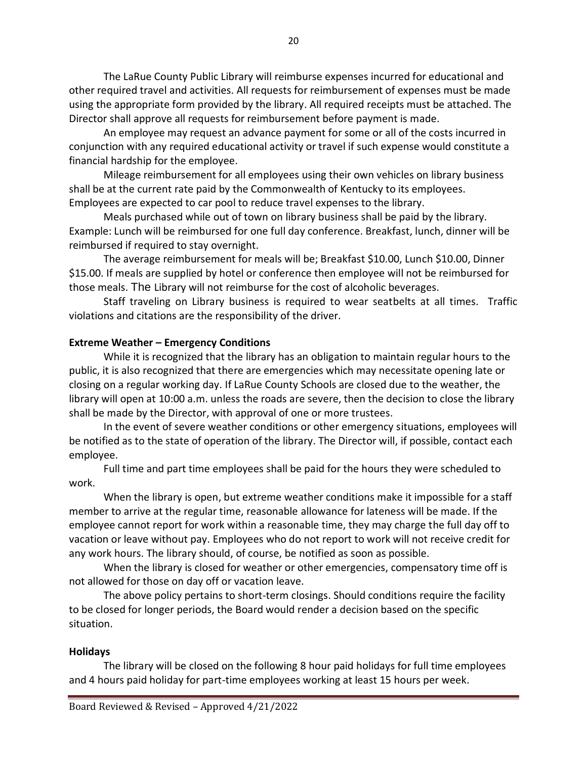The LaRue County Public Library will reimburse expenses incurred for educational and other required travel and activities. All requests for reimbursement of expenses must be made using the appropriate form provided by the library. All required receipts must be attached. The Director shall approve all requests for reimbursement before payment is made.

An employee may request an advance payment for some or all of the costs incurred in conjunction with any required educational activity or travel if such expense would constitute a financial hardship for the employee.

Mileage reimbursement for all employees using their own vehicles on library business shall be at the current rate paid by the Commonwealth of Kentucky to its employees. Employees are expected to car pool to reduce travel expenses to the library.

Meals purchased while out of town on library business shall be paid by the library. Example: Lunch will be reimbursed for one full day conference. Breakfast, lunch, dinner will be reimbursed if required to stay overnight.

The average reimbursement for meals will be; Breakfast $10.00, Lunch $10.00, Dinner $15.00. If meals are supplied by hotel or conference then employee will not be reimbursed for those meals. The Library will not reimburse for the cost of alcoholic beverages.

Staff traveling on Library business is required to wear seatbelts at all times. Traffic violations and citations are the responsibility of the driver.

**Extreme Weather – Emergency Conditions**

While it is recognized that the library has an obligation to maintain regular hours to the public, it is also recognized that there are emergencies which may necessitate opening late or closing on a regular working day. If LaRue County Schools are closed due to the weather, the library will open at 10:00 a.m. unless the roads are severe, then the decision to close the library shall be made by the Director, with approval of one or more trustees.

In the event of severe weather conditions or other emergency situations, employees will be notified as to the state of operation of the library. The Director will, if possible, contact each employee.

Full time and part time employees shall be paid for the hours they were scheduled to work.

When the library is open, but extreme weather conditions make it impossible for a staff member to arrive at the regular time, reasonable allowance for lateness will be made. If the employee cannot report for work within a reasonable time, they may charge the full day off to vacation or leave without pay. Employees who do not report to work will not receive credit for any work hours. The library should, of course, be notified as soon as possible.

When the library is closed for weather or other emergencies, compensatory time off is not allowed for those on day off or vacation leave.

The above policy pertains to short-term closings. Should conditions require the facility to be closed for longer periods, the Board would render a decision based on the specific situation.

**Holidays**

The library will be closed on the following 8 hour paid holidays for full time employees and 4 hours paid holiday for part-time employees working at least 15 hours per week.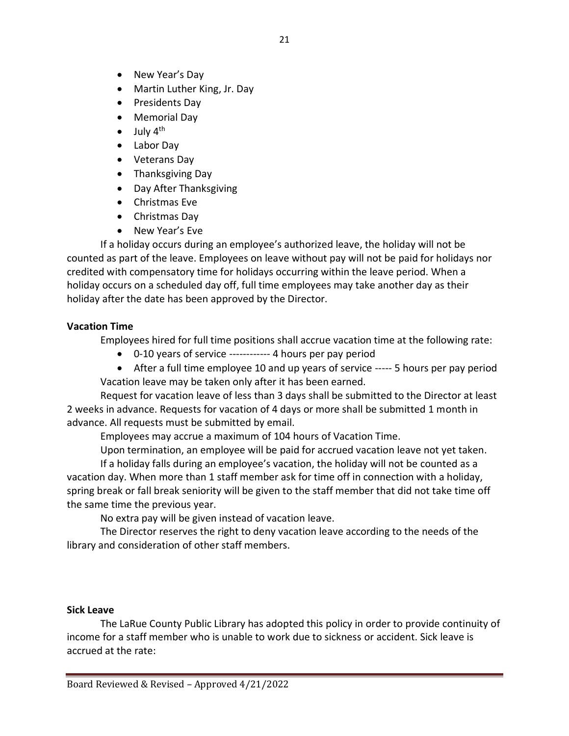- New Year's Day
- Martin Luther King, Jr. Day
- Presidents Day
- Memorial Day
- July 4th
- Labor Day
- Veterans Day
- Thanksgiving Day
- Day After Thanksgiving
- Christmas Eve
- Christmas Day
- New Year's Eve

If a holiday occurs during an employee's authorized leave, the holiday will not be counted as part of the leave. Employees on leave without pay will not be paid for holidays nor credited with compensatory time for holidays occurring within the leave period. When a holiday occurs on a scheduled day off, full time employees may take another day as their holiday after the date has been approved by the Director.

**Vacation Time**

Employees hired for full time positions shall accrue vacation time at the following rate:

- 0-10 years of service ------------ 4 hours per pay period
- After a full time employee 10 and up years of service ----- 5 hours per pay period

Vacation leave may be taken only after it has been earned.

Request for vacation leave of less than 3 days shall be submitted to the Director at least 2 weeks in advance. Requests for vacation of 4 days or more shall be submitted 1 month in advance. All requests must be submitted by email.

Employees may accrue a maximum of 104 hours of Vacation Time.

Upon termination, an employee will be paid for accrued vacation leave not yet taken.

If a holiday falls during an employee's vacation, the holiday will not be counted as a vacation day. When more than 1 staff member ask for time off in connection with a holiday, spring break or fall break seniority will be given to the staff member that did not take time off the same time the previous year.

No extra pay will be given instead of vacation leave.

The Director reserves the right to deny vacation leave according to the needs of the library and consideration of other staff members.

**Sick Leave**

The LaRue County Public Library has adopted this policy in order to provide continuity of income for a staff member who is unable to work due to sickness or accident. Sick leave is accrued at the rate: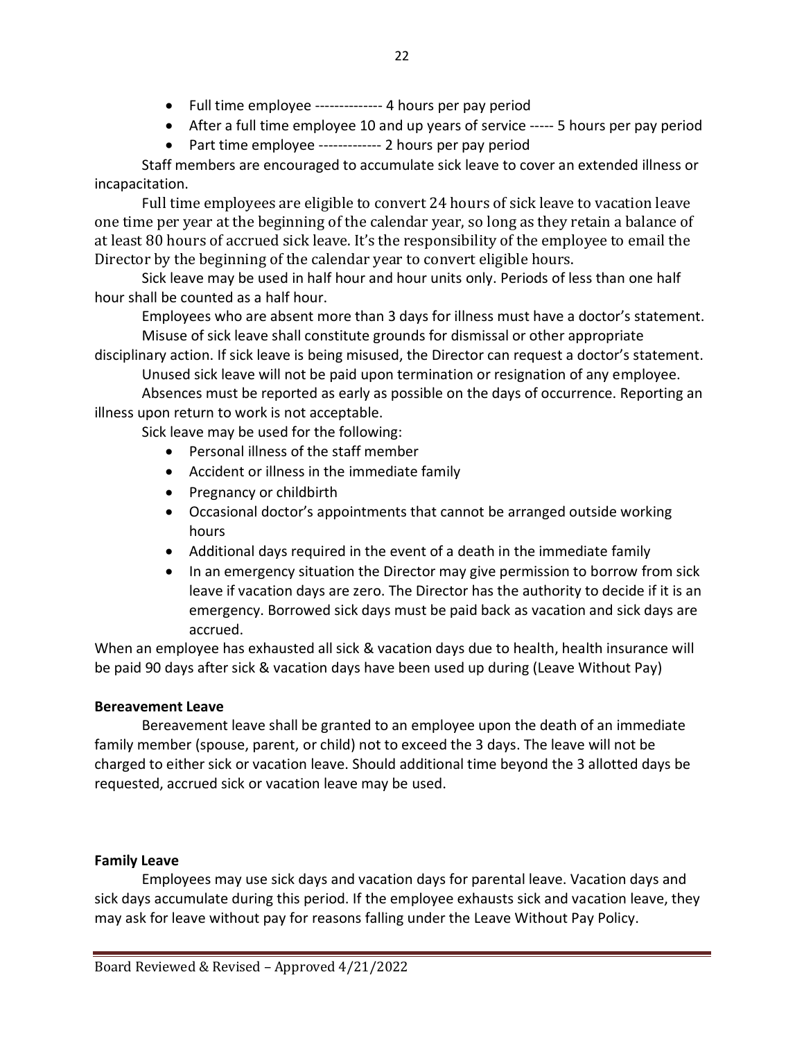- Full time employee -------------- 4 hours per pay period
- After a full time employee 10 and up years of service ----- 5 hours per pay period
- Part time employee ------------- 2 hours per pay period

Staff members are encouraged to accumulate sick leave to cover an extended illness or incapacitation.

Full time employees are eligible to convert 24 hours of sick leave to vacation leave one time per year at the beginning of the calendar year, so long as they retain a balance of at least 80 hours of accrued sick leave. It's the responsibility of the employee to email the Director by the beginning of the calendar year to convert eligible hours.

Sick leave may be used in half hour and hour units only. Periods of less than one half hour shall be counted as a half hour.

Employees who are absent more than 3 days for illness must have a doctor's statement.

Misuse of sick leave shall constitute grounds for dismissal or other appropriate disciplinary action. If sick leave is being misused, the Director can request a doctor's statement.

Unused sick leave will not be paid upon termination or resignation of any employee.

Absences must be reported as early as possible on the days of occurrence. Reporting an illness upon return to work is not acceptable.

Sick leave may be used for the following:

- Personal illness of the staff member
- Accident or illness in the immediate family
- Pregnancy or childbirth
- Occasional doctor's appointments that cannot be arranged outside working hours
- Additional days required in the event of a death in the immediate family
- In an emergency situation the Director may give permission to borrow from sick leave if vacation days are zero. The Director has the authority to decide if it is an emergency. Borrowed sick days must be paid back as vacation and sick days are accrued.

When an employee has exhausted all sick & vacation days due to health, health insurance will be paid 90 days after sick & vacation days have been used up during (Leave Without Pay)

**Bereavement Leave**

Bereavement leave shall be granted to an employee upon the death of an immediate family member (spouse, parent, or child) not to exceed the 3 days. The leave will not be charged to either sick or vacation leave. Should additional time beyond the 3 allotted days be requested, accrued sick or vacation leave may be used.

**Family Leave**

Employees may use sick days and vacation days for parental leave. Vacation days and sick days accumulate during this period. If the employee exhausts sick and vacation leave, they may ask for leave without pay for reasons falling under the Leave Without Pay Policy.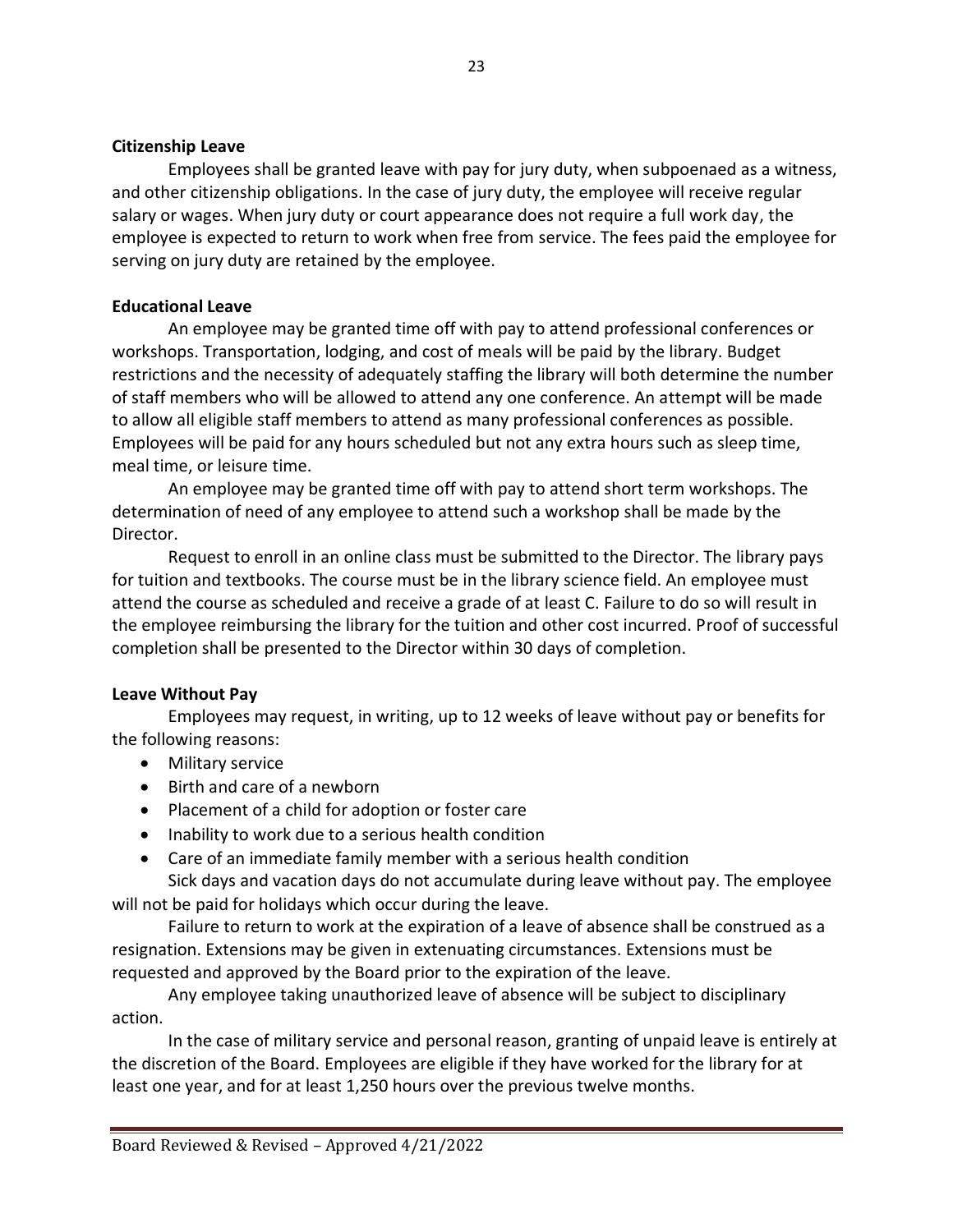**Citizenship Leave**

Employees shall be granted leave with pay for jury duty, when subpoenaed as a witness, and other citizenship obligations. In the case of jury duty, the employee will receive regular salary or wages. When jury duty or court appearance does not require a full work day, the employee is expected to return to work when free from service. The fees paid the employee for serving on jury duty are retained by the employee.

**Educational Leave**

An employee may be granted time off with pay to attend professional conferences or workshops. Transportation, lodging, and cost of meals will be paid by the library. Budget restrictions and the necessity of adequately staffing the library will both determine the number of staff members who will be allowed to attend any one conference. An attempt will be made to allow all eligible staff members to attend as many professional conferences as possible. Employees will be paid for any hours scheduled but not any extra hours such as sleep time, meal time, or leisure time.

An employee may be granted time off with pay to attend short term workshops. The determination of need of any employee to attend such a workshop shall be made by the Director.

Request to enroll in an online class must be submitted to the Director. The library pays for tuition and textbooks. The course must be in the library science field. An employee must attend the course as scheduled and receive a grade of at least C. Failure to do so will result in the employee reimbursing the library for the tuition and other cost incurred. Proof of successful completion shall be presented to the Director within 30 days of completion.

**Leave Without Pay**

Employees may request, in writing, up to 12 weeks of leave without pay or benefits for the following reasons:

- Military service
- Birth and care of a newborn
- Placement of a child for adoption or foster care
- Inability to work due to a serious health condition
- Care of an immediate family member with a serious health condition

Sick days and vacation days do not accumulate during leave without pay. The employee will not be paid for holidays which occur during the leave.

Failure to return to work at the expiration of a leave of absence shall be construed as a resignation. Extensions may be given in extenuating circumstances. Extensions must be requested and approved by the Board prior to the expiration of the leave.

Any employee taking unauthorized leave of absence will be subject to disciplinary action.

In the case of military service and personal reason, granting of unpaid leave is entirely at the discretion of the Board. Employees are eligible if they have worked for the library for at least one year, and for at least 1,250 hours over the previous twelve months.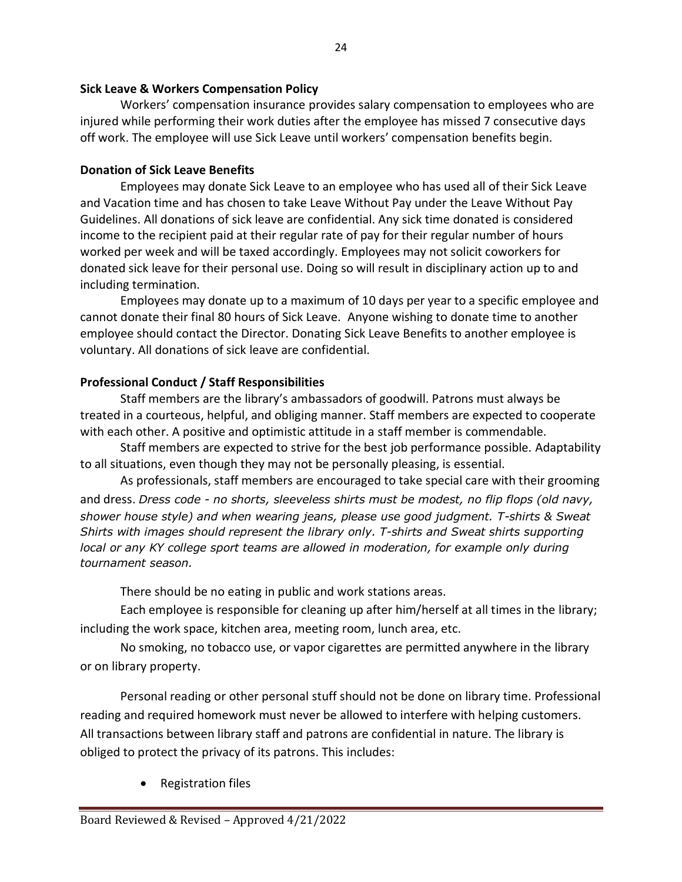**Sick Leave & Workers Compensation Policy**

Workers' compensation insurance provides salary compensation to employees who are injured while performing their work duties after the employee has missed 7 consecutive days off work. The employee will use Sick Leave until workers' compensation benefits begin.

**Donation of Sick Leave Benefits**

Employees may donate Sick Leave to an employee who has used all of their Sick Leave and Vacation time and has chosen to take Leave Without Pay under the Leave Without Pay Guidelines. All donations of sick leave are confidential. Any sick time donated is considered income to the recipient paid at their regular rate of pay for their regular number of hours worked per week and will be taxed accordingly. Employees may not solicit coworkers for donated sick leave for their personal use. Doing so will result in disciplinary action up to and including termination.

Employees may donate up to a maximum of 10 days per year to a specific employee and cannot donate their final 80 hours of Sick Leave. Anyone wishing to donate time to another employee should contact the Director. Donating Sick Leave Benefits to another employee is voluntary. All donations of sick leave are confidential.

**Professional Conduct / Staff Responsibilities**

Staff members are the library's ambassadors of goodwill. Patrons must always be treated in a courteous, helpful, and obliging manner. Staff members are expected to cooperate with each other. A positive and optimistic attitude in a staff member is commendable.

Staff members are expected to strive for the best job performance possible. Adaptability to all situations, even though they may not be personally pleasing, is essential.

As professionals, staff members are encouraged to take special care with their grooming and dress. *Dress code - no shorts, sleeveless shirts must be modest, no flip flops (old navy, shower house style) and when wearing jeans, please use good judgment. T-shirts & Sweat Shirts with images should represent the library only. T-shirts and Sweat shirts supporting local or any KY college sport teams are allowed in moderation, for example only during tournament season.*

There should be no eating in public and work stations areas.

Each employee is responsible for cleaning up after him/herself at all times in the library; including the work space, kitchen area, meeting room, lunch area, etc.

No smoking, no tobacco use, or vapor cigarettes are permitted anywhere in the library or on library property.

Personal reading or other personal stuff should not be done on library time. Professional reading and required homework must never be allowed to interfere with helping customers. All transactions between library staff and patrons are confidential in nature. The library is obliged to protect the privacy of its patrons. This includes:

- Registration files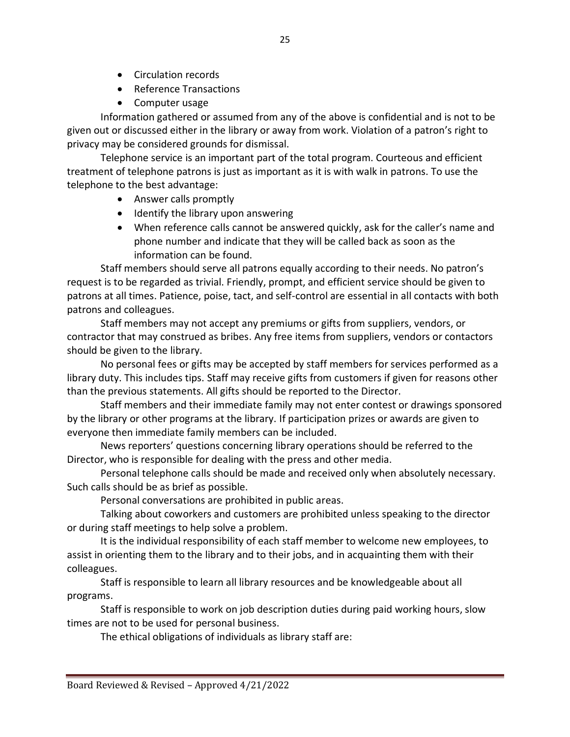- Circulation records
- Reference Transactions
- Computer usage

Information gathered or assumed from any of the above is confidential and is not to be given out or discussed either in the library or away from work. Violation of a patron's right to privacy may be considered grounds for dismissal.

Telephone service is an important part of the total program. Courteous and efficient treatment of telephone patrons is just as important as it is with walk in patrons. To use the telephone to the best advantage:

- Answer calls promptly
- Identify the library upon answering
- When reference calls cannot be answered quickly, ask for the caller's name and phone number and indicate that they will be called back as soon as the information can be found.

Staff members should serve all patrons equally according to their needs. No patron's request is to be regarded as trivial. Friendly, prompt, and efficient service should be given to patrons at all times. Patience, poise, tact, and self-control are essential in all contacts with both patrons and colleagues.

Staff members may not accept any premiums or gifts from suppliers, vendors, or contractor that may construed as bribes. Any free items from suppliers, vendors or contactors should be given to the library.

No personal fees or gifts may be accepted by staff members for services performed as a library duty. This includes tips. Staff may receive gifts from customers if given for reasons other than the previous statements. All gifts should be reported to the Director.

Staff members and their immediate family may not enter contest or drawings sponsored by the library or other programs at the library. If participation prizes or awards are given to everyone then immediate family members can be included.

News reporters' questions concerning library operations should be referred to the Director, who is responsible for dealing with the press and other media.

Personal telephone calls should be made and received only when absolutely necessary. Such calls should be as brief as possible.

Personal conversations are prohibited in public areas.

Talking about coworkers and customers are prohibited unless speaking to the director or during staff meetings to help solve a problem.

It is the individual responsibility of each staff member to welcome new employees, to assist in orienting them to the library and to their jobs, and in acquainting them with their colleagues.

Staff is responsible to learn all library resources and be knowledgeable about all programs.

Staff is responsible to work on job description duties during paid working hours, slow times are not to be used for personal business.

The ethical obligations of individuals as library staff are: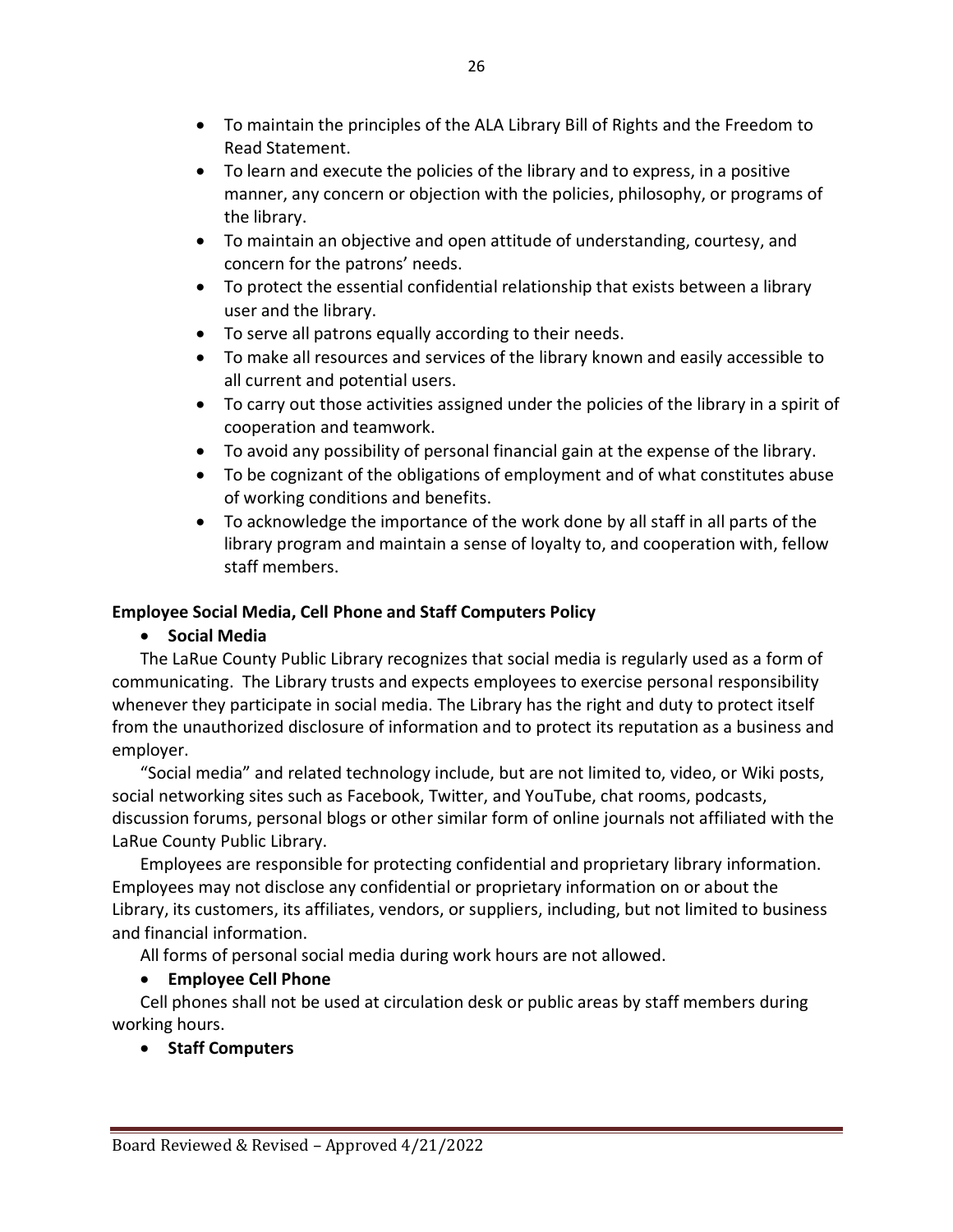- To maintain the principles of the ALA Library Bill of Rights and the Freedom to Read Statement.
- To learn and execute the policies of the library and to express, in a positive manner, any concern or objection with the policies, philosophy, or programs of the library.
- To maintain an objective and open attitude of understanding, courtesy, and concern for the patrons' needs.
- To protect the essential confidential relationship that exists between a library user and the library.
- To serve all patrons equally according to their needs.
- To make all resources and services of the library known and easily accessible to all current and potential users.
- To carry out those activities assigned under the policies of the library in a spirit of cooperation and teamwork.
- To avoid any possibility of personal financial gain at the expense of the library.
- To be cognizant of the obligations of employment and of what constitutes abuse of working conditions and benefits.
- To acknowledge the importance of the work done by all staff in all parts of the library program and maintain a sense of loyalty to, and cooperation with, fellow staff members.

**Employee Social Media, Cell Phone and Staff Computers Policy**

- **Social Media**

The LaRue County Public Library recognizes that social media is regularly used as a form of communicating. The Library trusts and expects employees to exercise personal responsibility whenever they participate in social media. The Library has the right and duty to protect itself from the unauthorized disclosure of information and to protect its reputation as a business and employer.

"Social media" and related technology include, but are not limited to, video, or Wiki posts, social networking sites such as Facebook, Twitter, and YouTube, chat rooms, podcasts, discussion forums, personal blogs or other similar form of online journals not affiliated with the LaRue County Public Library.

Employees are responsible for protecting confidential and proprietary library information. Employees may not disclose any confidential or proprietary information on or about the Library, its customers, its affiliates, vendors, or suppliers, including, but not limited to business and financial information.

All forms of personal social media during work hours are not allowed.

- **Employee Cell Phone**

Cell phones shall not be used at circulation desk or public areas by staff members during working hours.

- **Staff Computers**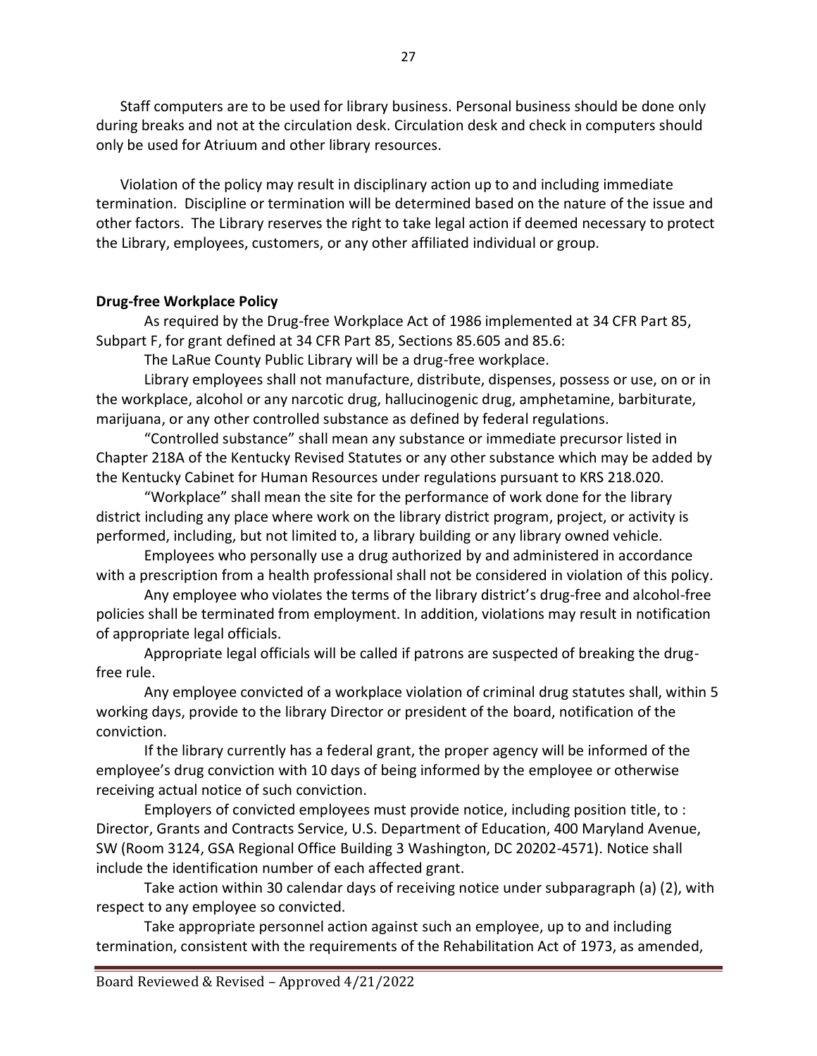Staff computers are to be used for library business. Personal business should be done only during breaks and not at the circulation desk. Circulation desk and check in computers should only be used for Atriuum and other library resources.

Violation of the policy may result in disciplinary action up to and including immediate termination. Discipline or termination will be determined based on the nature of the issue and other factors. The Library reserves the right to take legal action if deemed necessary to protect the Library, employees, customers, or any other affiliated individual or group.

**Drug-free Workplace Policy**

As required by the Drug-free Workplace Act of 1986 implemented at 34 CFR Part 85, Subpart F, for grant defined at 34 CFR Part 85, Sections 85.605 and 85.6:

The LaRue County Public Library will be a drug-free workplace.

Library employees shall not manufacture, distribute, dispenses, possess or use, on or in the workplace, alcohol or any narcotic drug, hallucinogenic drug, amphetamine, barbiturate, marijuana, or any other controlled substance as defined by federal regulations.

"Controlled substance" shall mean any substance or immediate precursor listed in Chapter 218A of the Kentucky Revised Statutes or any other substance which may be added by the Kentucky Cabinet for Human Resources under regulations pursuant to KRS 218.020.

"Workplace" shall mean the site for the performance of work done for the library district including any place where work on the library district program, project, or activity is performed, including, but not limited to, a library building or any library owned vehicle.

Employees who personally use a drug authorized by and administered in accordance with a prescription from a health professional shall not be considered in violation of this policy.

Any employee who violates the terms of the library district's drug-free and alcohol-free policies shall be terminated from employment. In addition, violations may result in notification of appropriate legal officials.

Appropriate legal officials will be called if patrons are suspected of breaking the drug-free rule.

Any employee convicted of a workplace violation of criminal drug statutes shall, within 5 working days, provide to the library Director or president of the board, notification of the conviction.

If the library currently has a federal grant, the proper agency will be informed of the employee's drug conviction with 10 days of being informed by the employee or otherwise receiving actual notice of such conviction.

Employers of convicted employees must provide notice, including position title, to : Director, Grants and Contracts Service, U.S. Department of Education, 400 Maryland Avenue, SW (Room 3124, GSA Regional Office Building 3 Washington, DC 20202-4571). Notice shall include the identification number of each affected grant.

Take action within 30 calendar days of receiving notice under subparagraph (a) (2), with respect to any employee so convicted.

Take appropriate personnel action against such an employee, up to and including termination, consistent with the requirements of the Rehabilitation Act of 1973, as amended,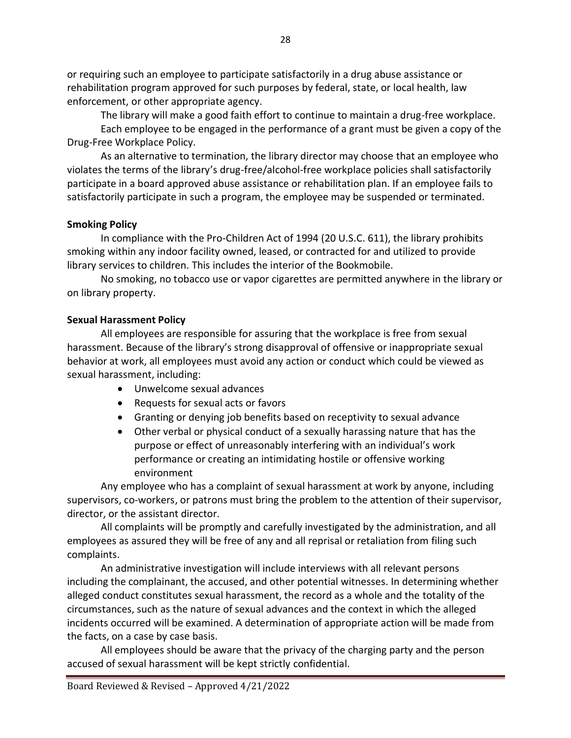or requiring such an employee to participate satisfactorily in a drug abuse assistance or rehabilitation program approved for such purposes by federal, state, or local health, law enforcement, or other appropriate agency.

The library will make a good faith effort to continue to maintain a drug-free workplace.

Each employee to be engaged in the performance of a grant must be given a copy of the Drug-Free Workplace Policy.

As an alternative to termination, the library director may choose that an employee who violates the terms of the library's drug-free/alcohol-free workplace policies shall satisfactorily participate in a board approved abuse assistance or rehabilitation plan. If an employee fails to satisfactorily participate in such a program, the employee may be suspended or terminated.

**Smoking Policy**

In compliance with the Pro-Children Act of 1994 (20 U.S.C. 611), the library prohibits smoking within any indoor facility owned, leased, or contracted for and utilized to provide library services to children. This includes the interior of the Bookmobile.

No smoking, no tobacco use or vapor cigarettes are permitted anywhere in the library or on library property.

**Sexual Harassment Policy**

All employees are responsible for assuring that the workplace is free from sexual harassment. Because of the library's strong disapproval of offensive or inappropriate sexual behavior at work, all employees must avoid any action or conduct which could be viewed as sexual harassment, including:

- Unwelcome sexual advances
- Requests for sexual acts or favors
- Granting or denying job benefits based on receptivity to sexual advance
- Other verbal or physical conduct of a sexually harassing nature that has the purpose or effect of unreasonably interfering with an individual's work performance or creating an intimidating hostile or offensive working environment

Any employee who has a complaint of sexual harassment at work by anyone, including supervisors, co-workers, or patrons must bring the problem to the attention of their supervisor, director, or the assistant director.

All complaints will be promptly and carefully investigated by the administration, and all employees as assured they will be free of any and all reprisal or retaliation from filing such complaints.

An administrative investigation will include interviews with all relevant persons including the complainant, the accused, and other potential witnesses. In determining whether alleged conduct constitutes sexual harassment, the record as a whole and the totality of the circumstances, such as the nature of sexual advances and the context in which the alleged incidents occurred will be examined. A determination of appropriate action will be made from the facts, on a case by case basis.

All employees should be aware that the privacy of the charging party and the person accused of sexual harassment will be kept strictly confidential.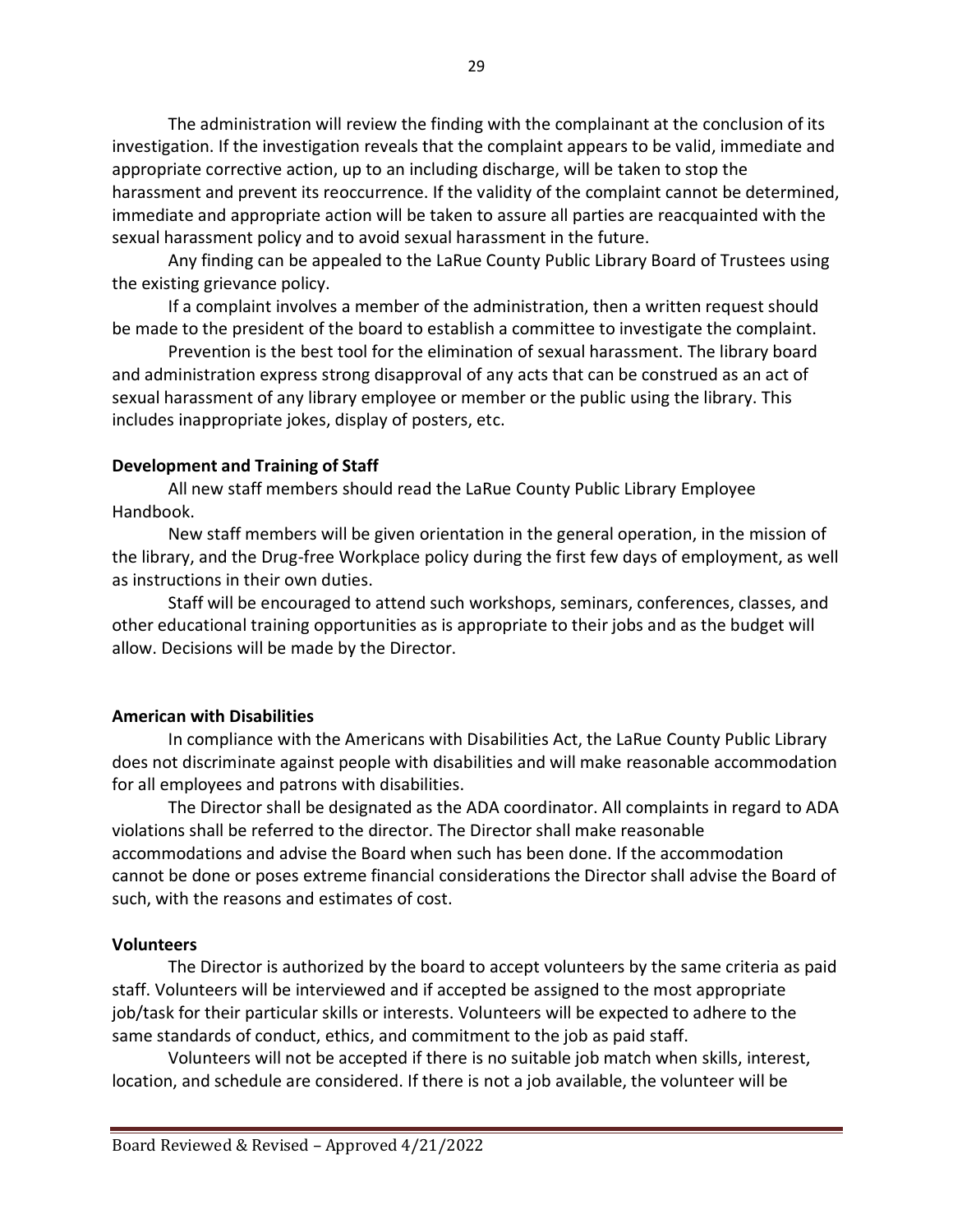The administration will review the finding with the complainant at the conclusion of its investigation. If the investigation reveals that the complaint appears to be valid, immediate and appropriate corrective action, up to an including discharge, will be taken to stop the harassment and prevent its reoccurrence. If the validity of the complaint cannot be determined, immediate and appropriate action will be taken to assure all parties are reacquainted with the sexual harassment policy and to avoid sexual harassment in the future.

Any finding can be appealed to the LaRue County Public Library Board of Trustees using the existing grievance policy.

If a complaint involves a member of the administration, then a written request should be made to the president of the board to establish a committee to investigate the complaint.

Prevention is the best tool for the elimination of sexual harassment. The library board and administration express strong disapproval of any acts that can be construed as an act of sexual harassment of any library employee or member or the public using the library. This includes inappropriate jokes, display of posters, etc.

**Development and Training of Staff**

All new staff members should read the LaRue County Public Library Employee Handbook.

New staff members will be given orientation in the general operation, in the mission of the library, and the Drug-free Workplace policy during the first few days of employment, as well as instructions in their own duties.

Staff will be encouraged to attend such workshops, seminars, conferences, classes, and other educational training opportunities as is appropriate to their jobs and as the budget will allow. Decisions will be made by the Director.

**American with Disabilities**

In compliance with the Americans with Disabilities Act, the LaRue County Public Library does not discriminate against people with disabilities and will make reasonable accommodation for all employees and patrons with disabilities.

The Director shall be designated as the ADA coordinator. All complaints in regard to ADA violations shall be referred to the director. The Director shall make reasonable accommodations and advise the Board when such has been done. If the accommodation cannot be done or poses extreme financial considerations the Director shall advise the Board of such, with the reasons and estimates of cost.

**Volunteers**

The Director is authorized by the board to accept volunteers by the same criteria as paid staff. Volunteers will be interviewed and if accepted be assigned to the most appropriate job/task for their particular skills or interests. Volunteers will be expected to adhere to the same standards of conduct, ethics, and commitment to the job as paid staff.

Volunteers will not be accepted if there is no suitable job match when skills, interest, location, and schedule are considered. If there is not a job available, the volunteer will be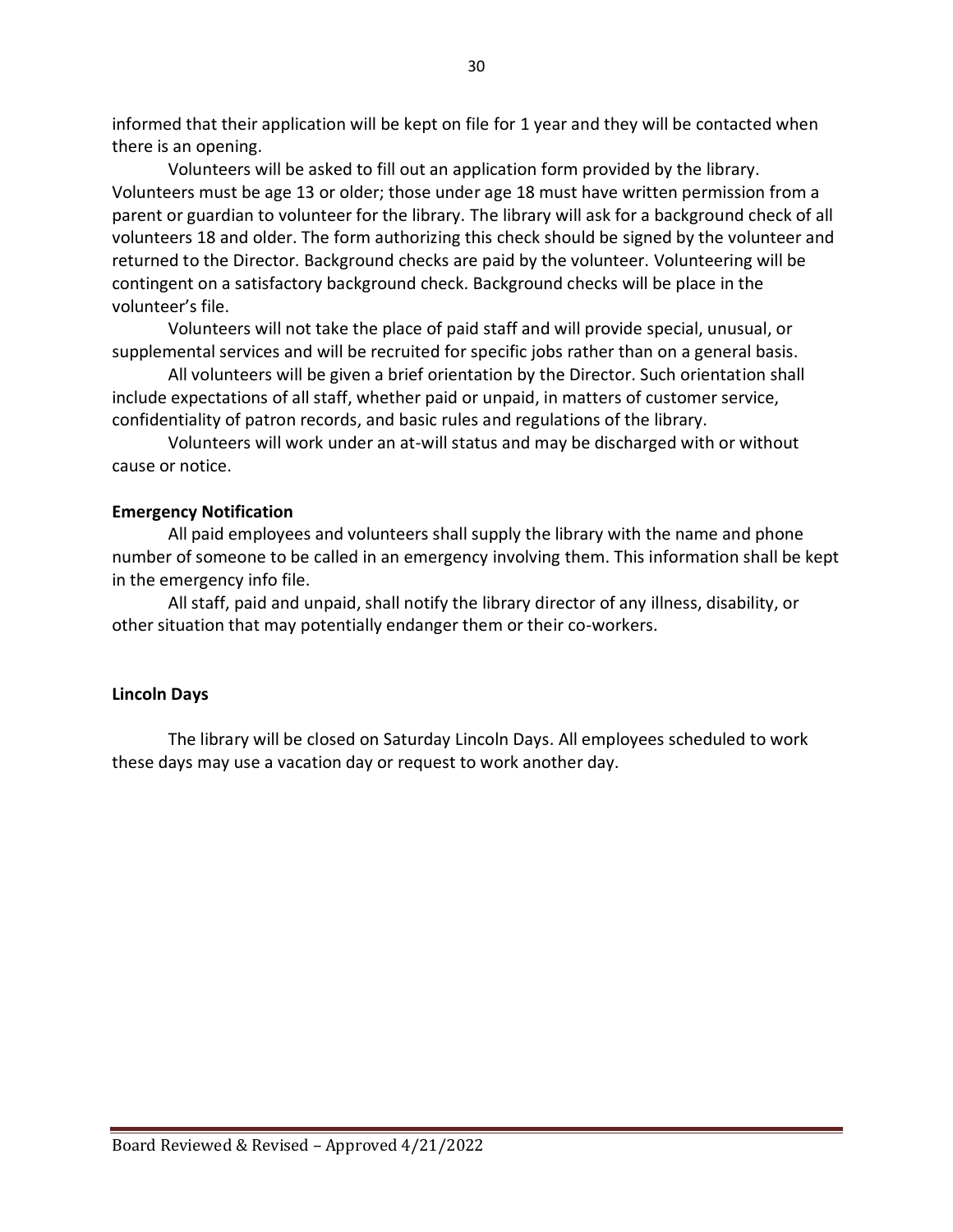informed that their application will be kept on file for 1 year and they will be contacted when there is an opening.

Volunteers will be asked to fill out an application form provided by the library. Volunteers must be age 13 or older; those under age 18 must have written permission from a parent or guardian to volunteer for the library. The library will ask for a background check of all volunteers 18 and older. The form authorizing this check should be signed by the volunteer and returned to the Director. Background checks are paid by the volunteer. Volunteering will be contingent on a satisfactory background check. Background checks will be place in the volunteer's file.

Volunteers will not take the place of paid staff and will provide special, unusual, or supplemental services and will be recruited for specific jobs rather than on a general basis.

All volunteers will be given a brief orientation by the Director. Such orientation shall include expectations of all staff, whether paid or unpaid, in matters of customer service, confidentiality of patron records, and basic rules and regulations of the library.

Volunteers will work under an at-will status and may be discharged with or without cause or notice.

**Emergency Notification**

All paid employees and volunteers shall supply the library with the name and phone number of someone to be called in an emergency involving them. This information shall be kept in the emergency info file.

All staff, paid and unpaid, shall notify the library director of any illness, disability, or other situation that may potentially endanger them or their co-workers.

**Lincoln Days**

The library will be closed on Saturday Lincoln Days. All employees scheduled to work these days may use a vacation day or request to work another day.